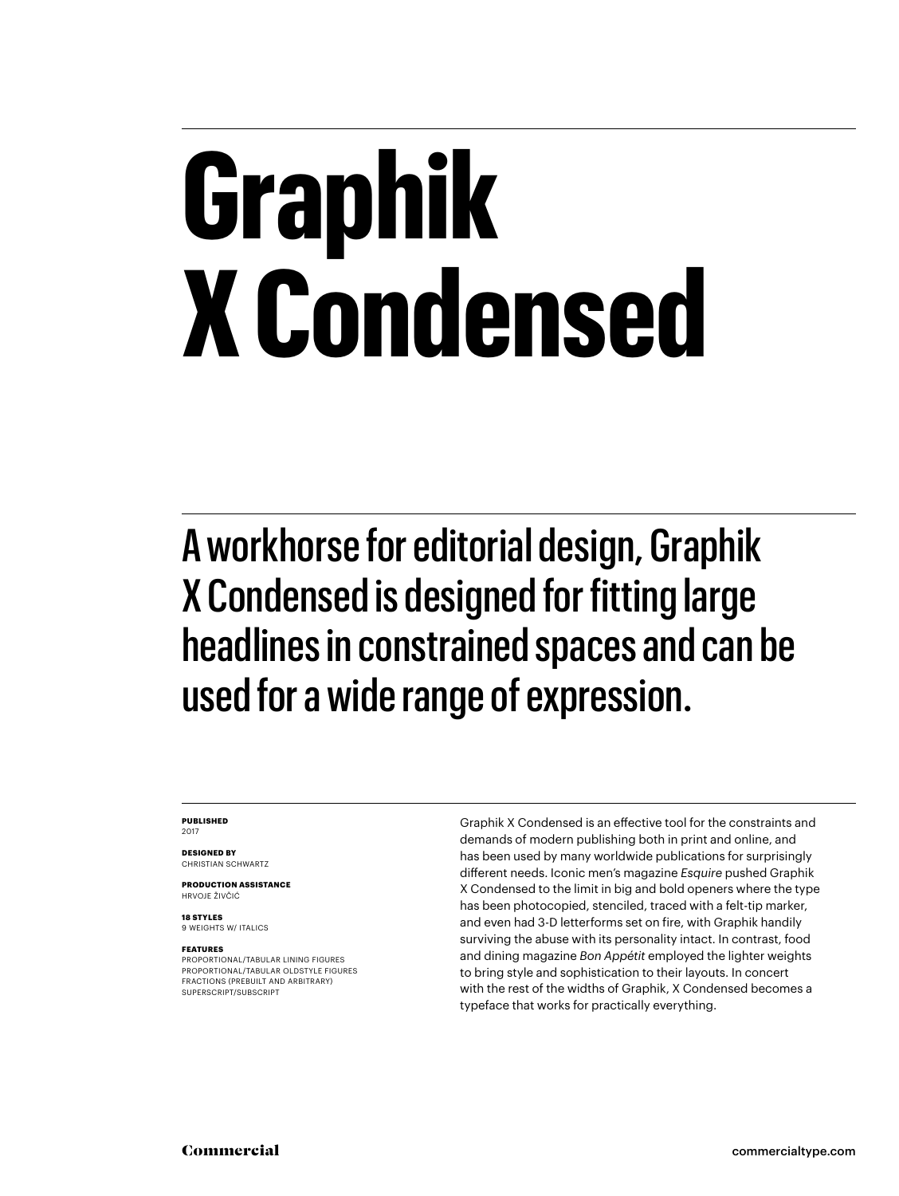# Graphik X Condensed

## A workhorse for editorial design, Graphik X Condensed is designed for fitting large headlines in constrained spaces and can be used for a wide range of expression.

**PUBLISHED**
2017

**DESIGNED BY**
CHRISTIAN SCHWARTZ

**PRODUCTION ASSISTANCE**
HRVOJE ŽIVČIĆ

**18 STYLES**
9 WEIGHTS W/ ITALICS

**FEATURES**
PROPORTIONAL/TABULAR LINING FIGURES
PROPORTIONAL/TABULAR OLDSTYLE FIGURES
FRACTIONS (PREBUILT AND ARBITRARY)
SUPERSCRIPT/SUBSCRIPT

Graphik X Condensed is an effective tool for the constraints and demands of modern publishing both in print and online, and has been used by many worldwide publications for surprisingly different needs. Iconic men's magazine *Esquire* pushed Graphik X Condensed to the limit in big and bold openers where the type has been photocopied, stenciled, traced with a felt-tip marker, and even had 3-D letterforms set on fire, with Graphik handily surviving the abuse with its personality intact. In contrast, food and dining magazine *Bon Appétit* employed the lighter weights to bring style and sophistication to their layouts. In concert with the rest of the widths of Graphik, X Condensed becomes a typeface that works for practically everything.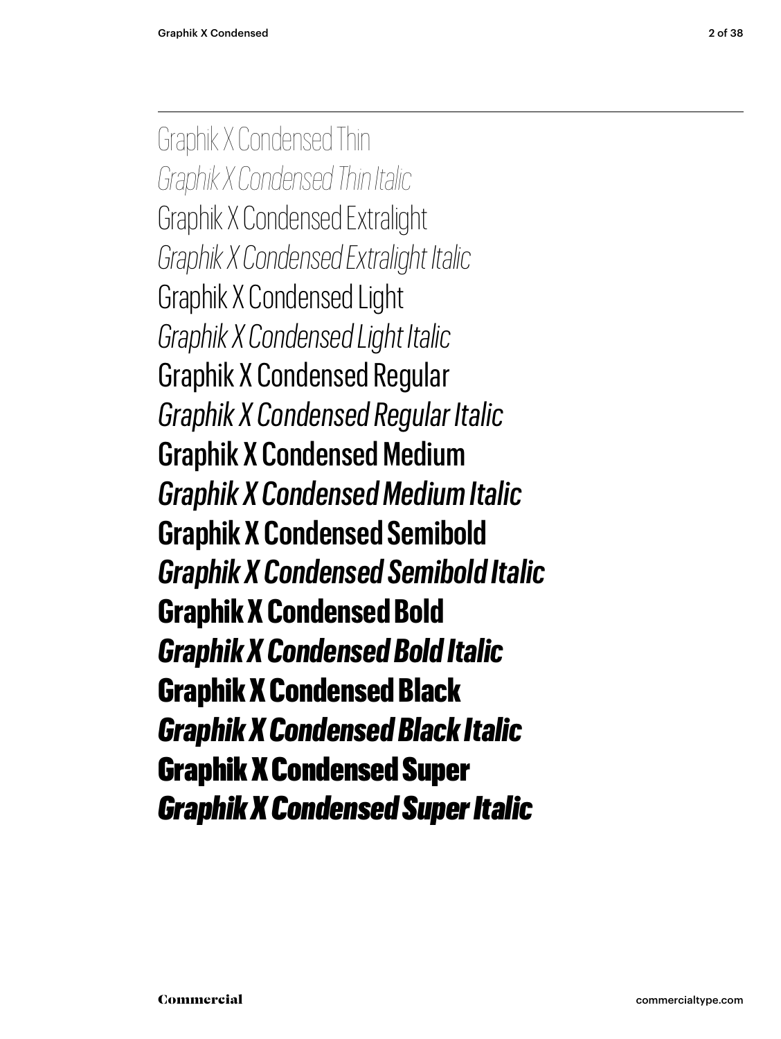Graphik X Condensed Thin

*Graphik X Condensed Thin Italic*

Graphik X Condensed Extralight

*Graphik X Condensed Extralight Italic*

Graphik X Condensed Light

*Graphik X Condensed Light Italic*

Graphik X Condensed Regular

*Graphik X Condensed Regular Italic*

**Graphik X Condensed Medium**

***Graphik X Condensed Medium Italic***

**Graphik X Condensed Semibold**

***Graphik X Condensed Semibold Italic***

**Graphik X Condensed Bold**

***Graphik X Condensed Bold Italic***

**Graphik X Condensed Black**

***Graphik X Condensed Black Italic***

**Graphik X Condensed Super**

***Graphik X Condensed Super Italic***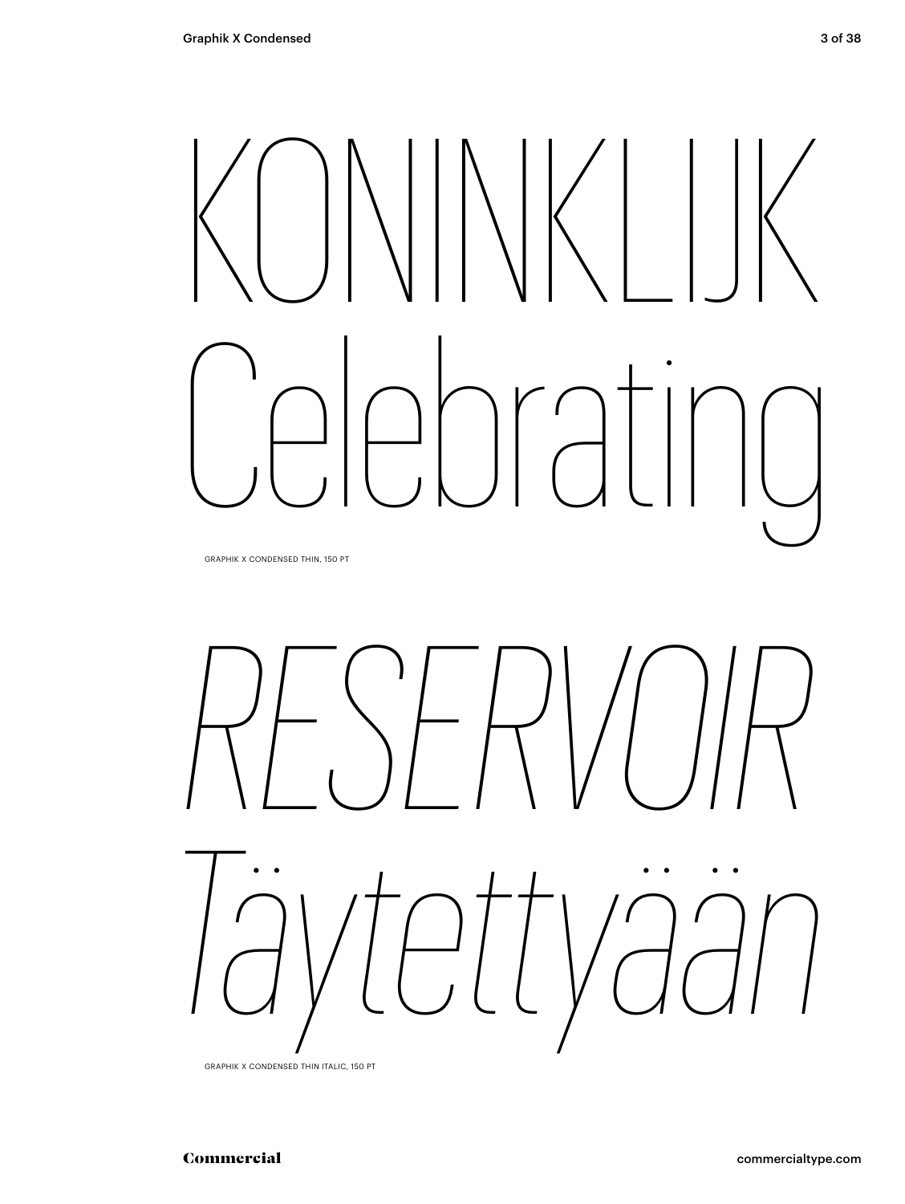KONINKLIJK
Celebrating

GRAPHIK X CONDENSED THIN, 150 PT

*RESERVOIR*
*Täytettyään*

GRAPHIK X CONDENSED THIN ITALIC, 150 PT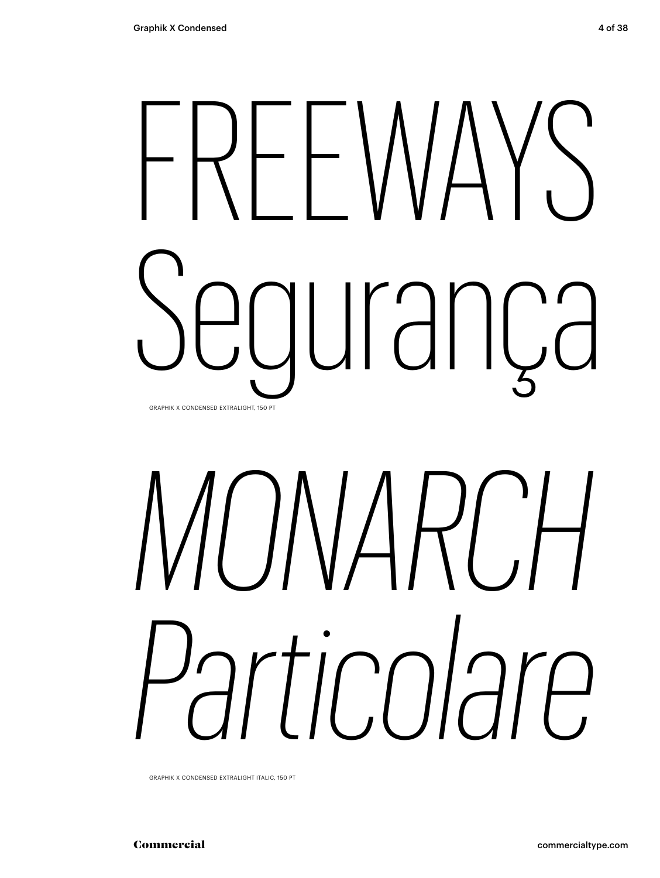# FREEWAYS Segurança

GRAPHIK X CONDENSED EXTRALIGHT, 150 PT

# *MONARCH Particolare*

GRAPHIK X CONDENSED EXTRALIGHT ITALIC, 150 PT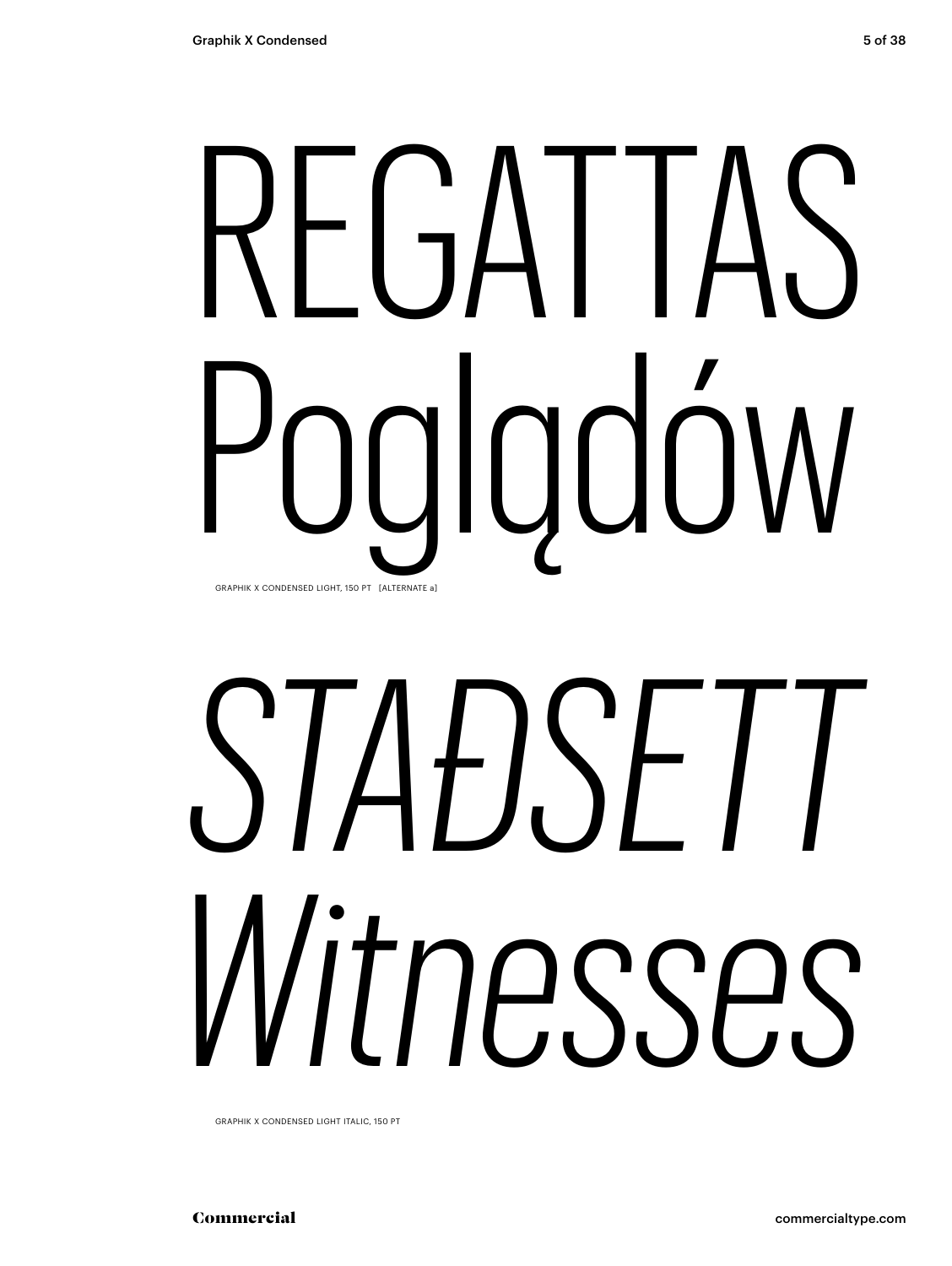REGATTAS
Poglądów

GRAPHIK X CONDENSED LIGHT, 150 PT [ALTERNATE a]

*STAÐSETT*
*Witnesses*

GRAPHIK X CONDENSED LIGHT ITALIC, 150 PT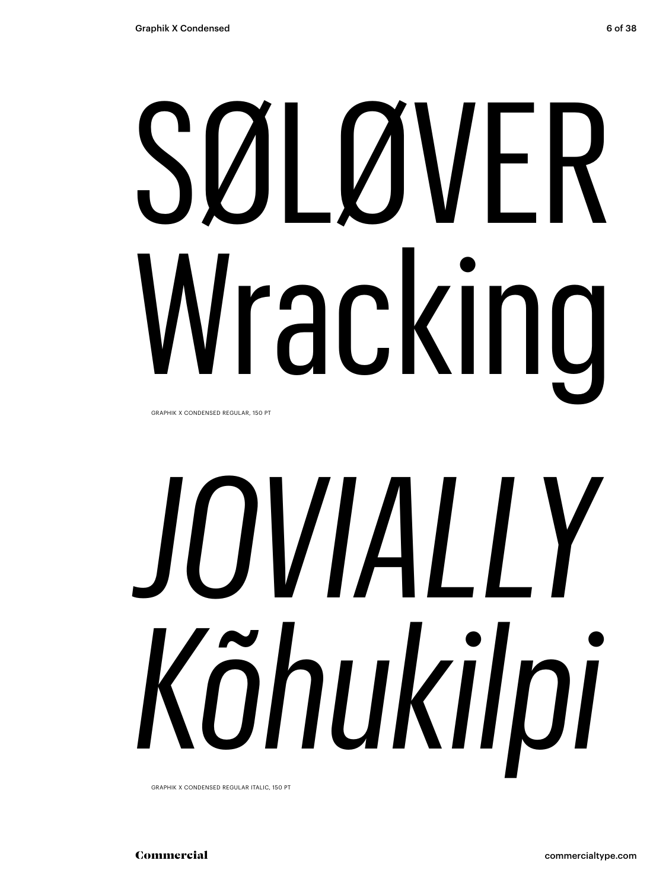SØLØVER
Wracking

GRAPHIK X CONDENSED REGULAR, 150 PT

*JOVIALLY*
*Kõhukilpi*

GRAPHIK X CONDENSED REGULAR ITALIC, 150 PT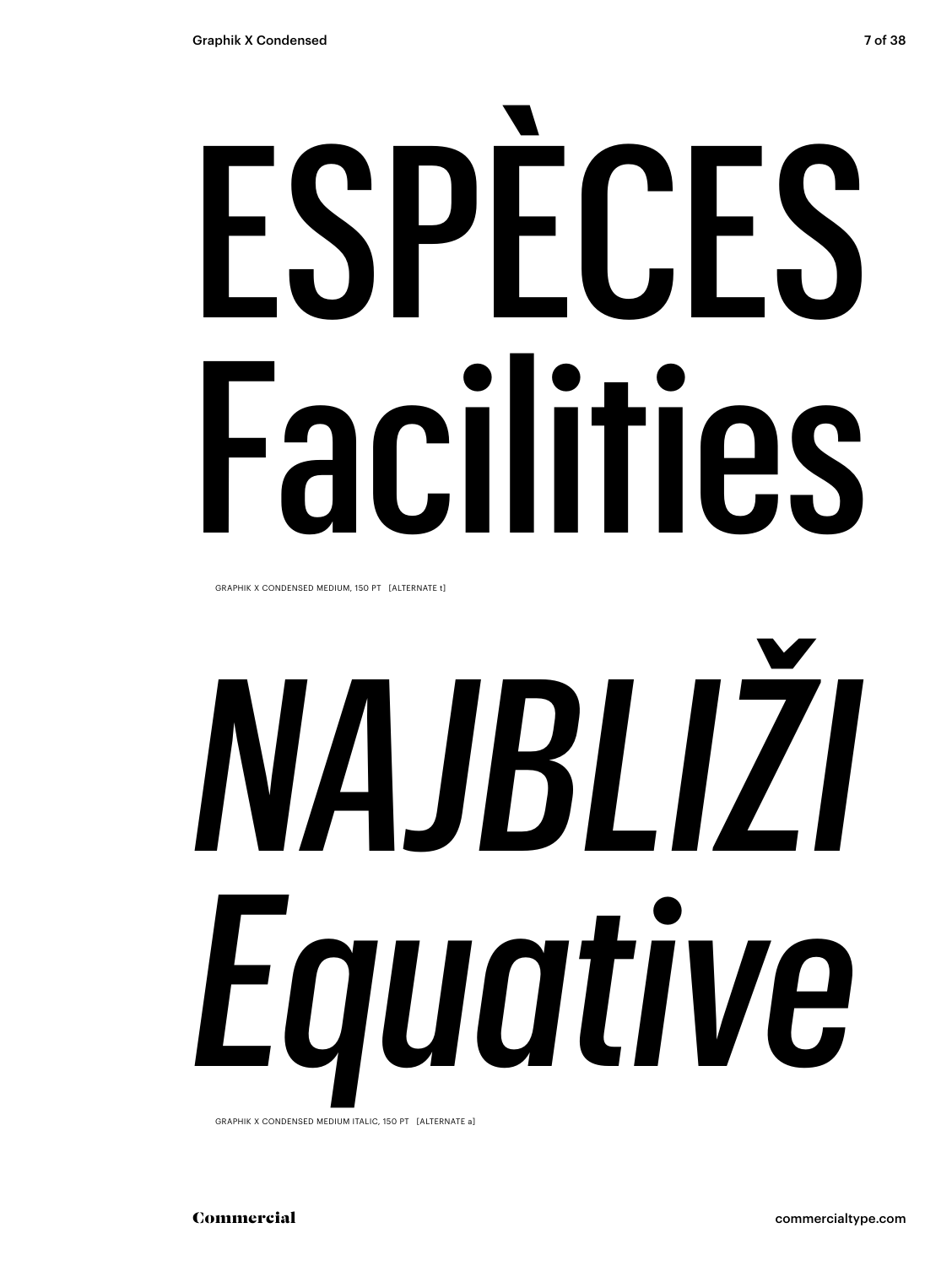# ESPÈCES Facilities

GRAPHIK X CONDENSED MEDIUM, 150 PT [ALTERNATE t]

# *NAJBLIŽI Equative*

GRAPHIK X CONDENSED MEDIUM ITALIC, 150 PT [ALTERNATE a]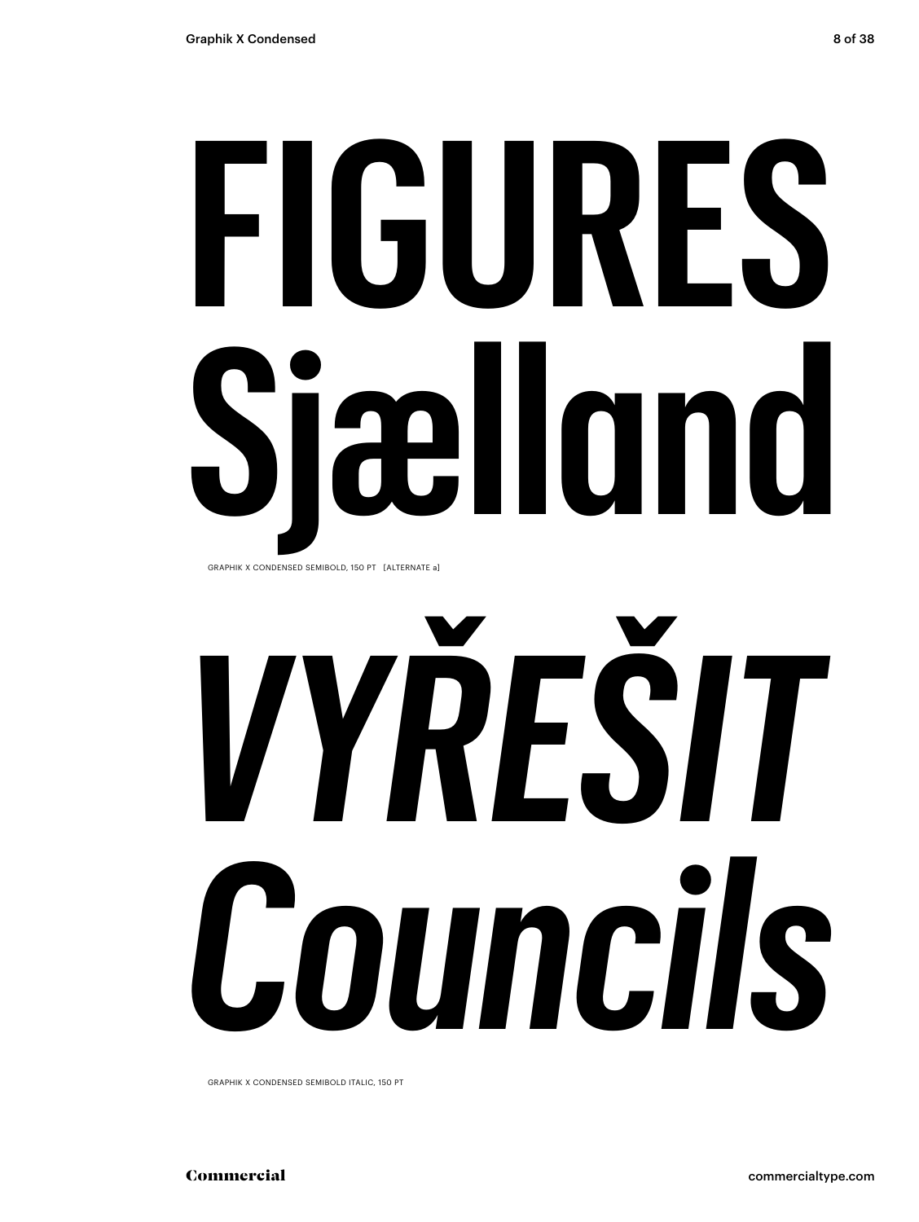# FIGURES Sjælland

GRAPHIK X CONDENSED SEMIBOLD, 150 PT [ALTERNATE a]

# *VYŘEŠIT Councils*

GRAPHIK X CONDENSED SEMIBOLD ITALIC, 150 PT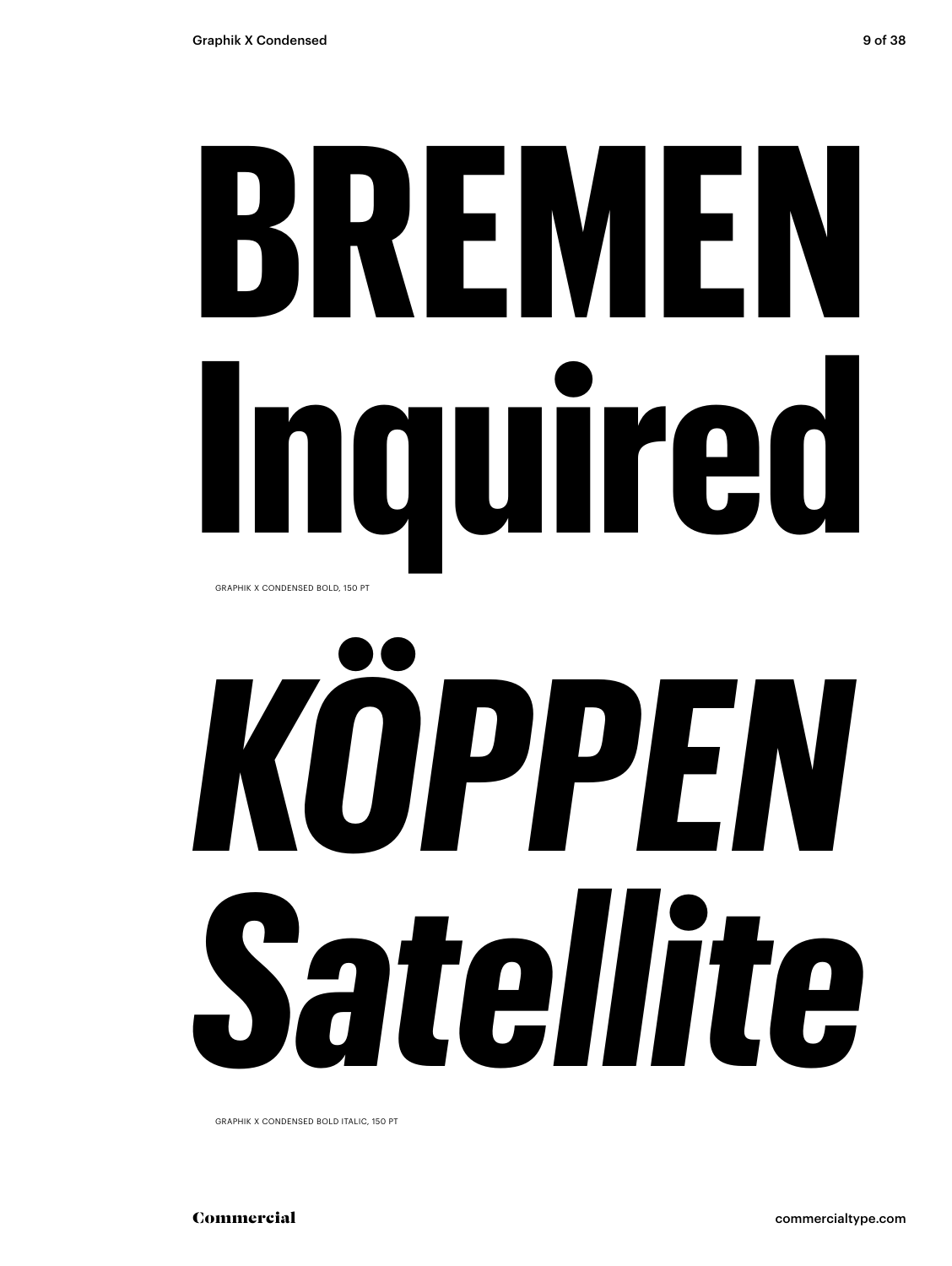**BREMEN**
**Inquired**

GRAPHIK X CONDENSED BOLD, 150 PT

***KÖPPEN***
***Satellite***

GRAPHIK X CONDENSED BOLD ITALIC, 150 PT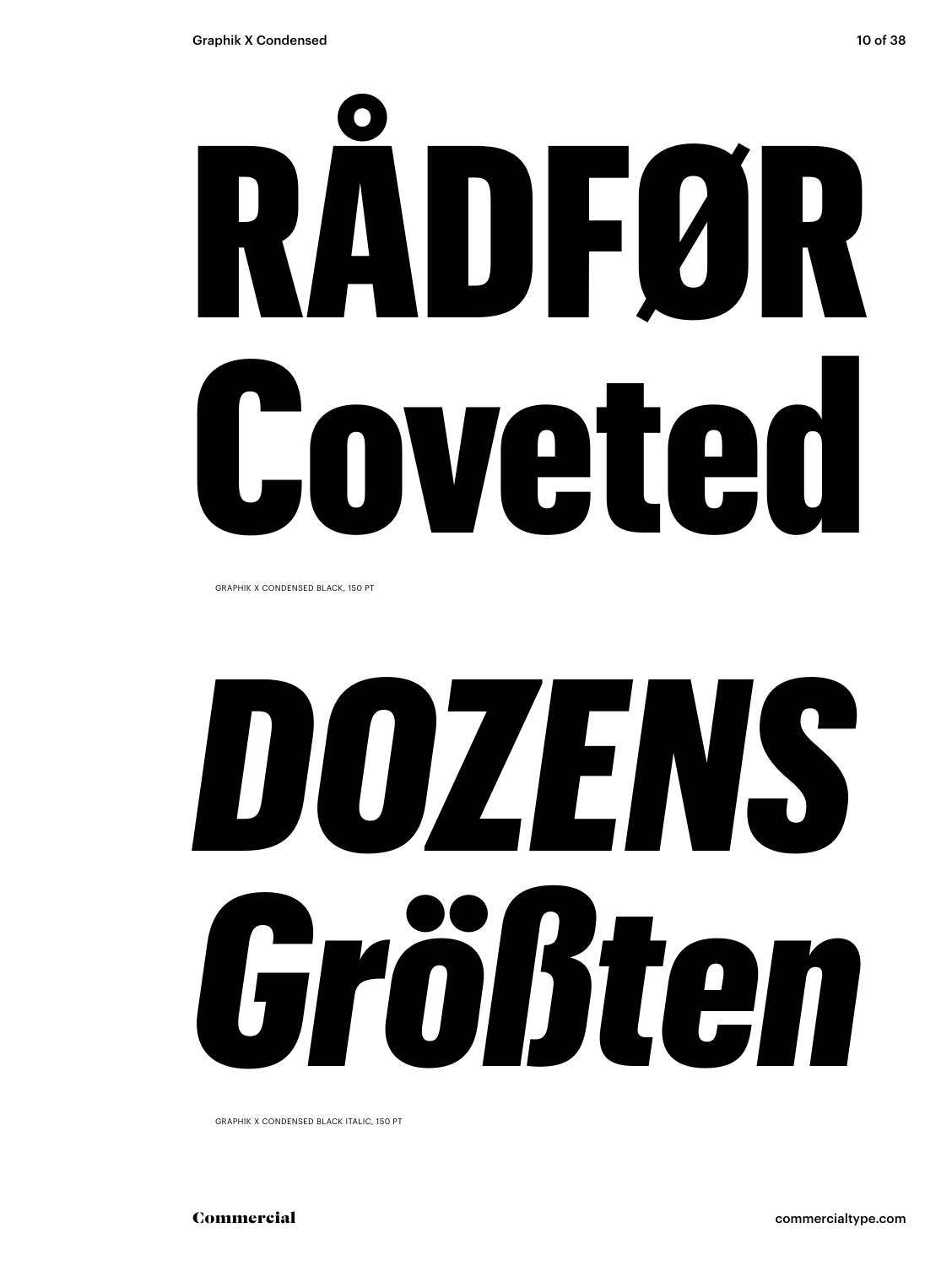RÅDFØR
Coveted

GRAPHIK X CONDENSED BLACK, 150 PT

*DOZENS*
*Größten*

GRAPHIK X CONDENSED BLACK ITALIC, 150 PT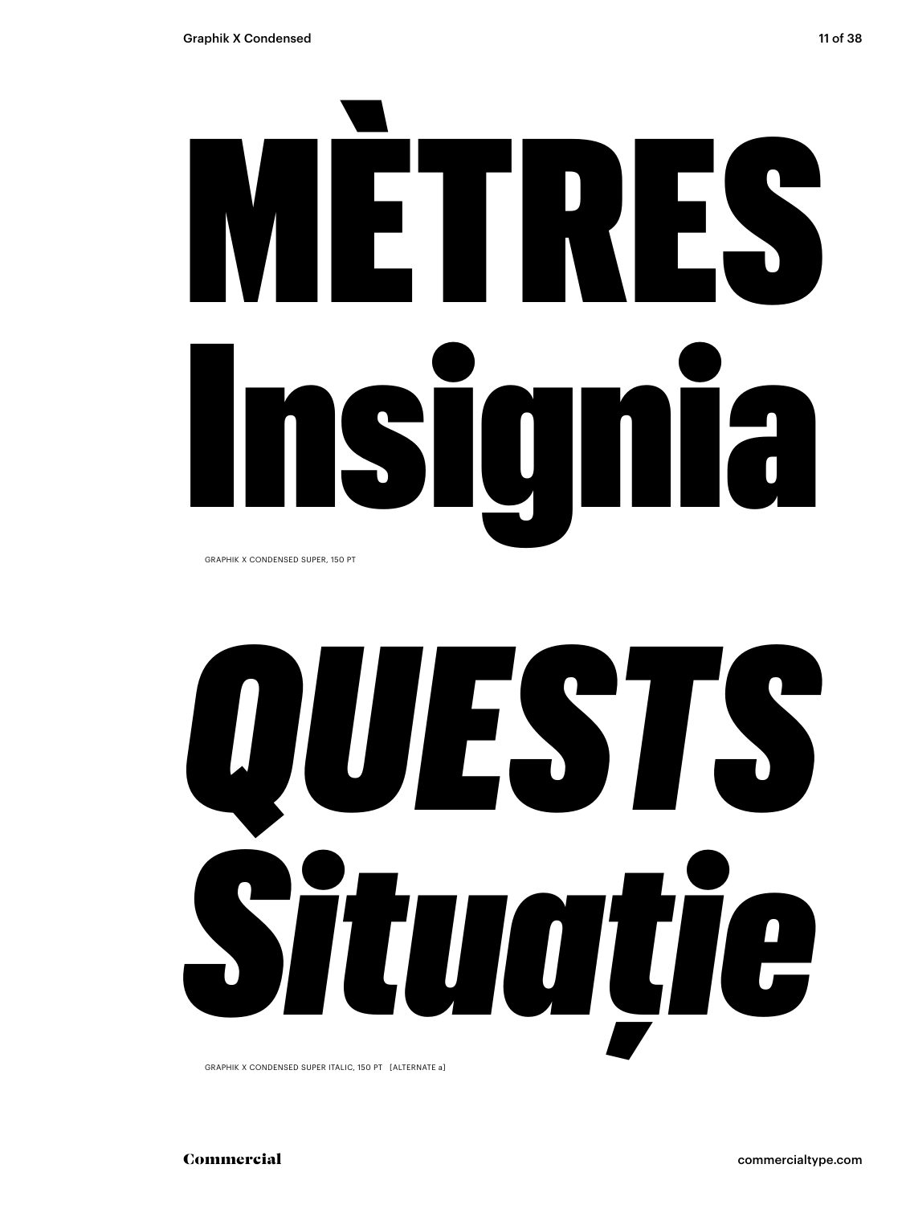# MÈTRES Insignia

GRAPHIK X CONDENSED SUPER, 150 PT

# *QUESTS Situație*

GRAPHIK X CONDENSED SUPER ITALIC, 150 PT [ALTERNATE a]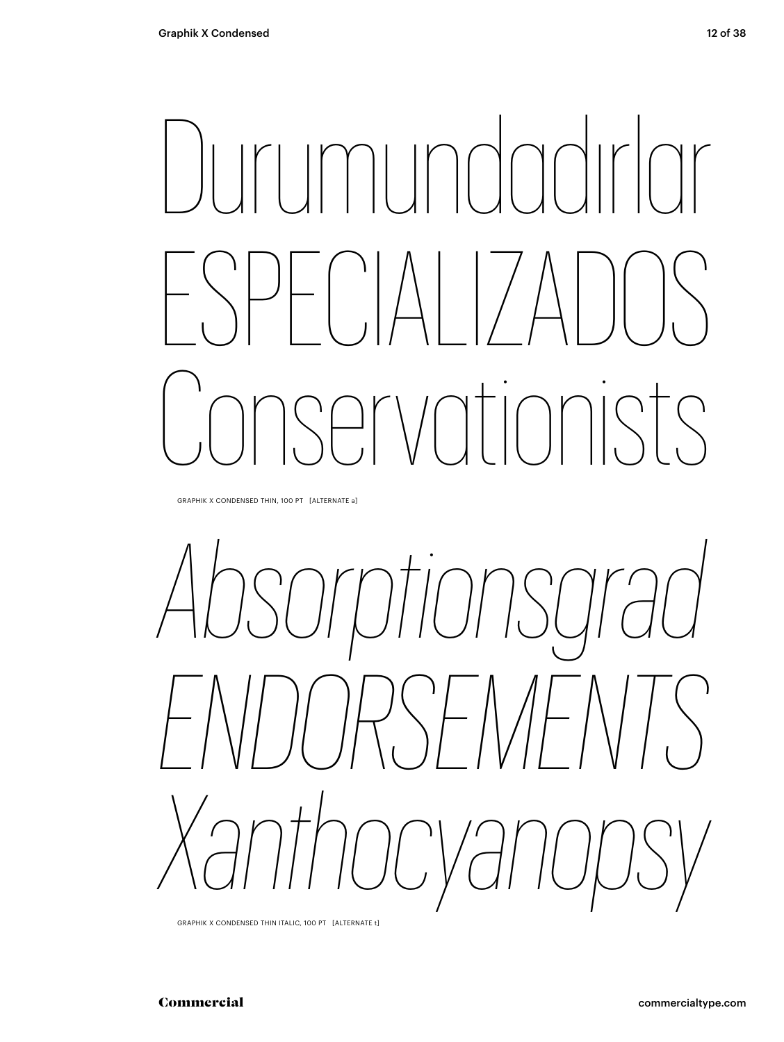Durumundadırlar
ESPECIALIZADOS
Conservationists

GRAPHIK X CONDENSED THIN, 100 PT [ALTERNATE a]

*Absorptionsgrad*
*ENDORSEMENTS*
*Xanthocyanopsy*

GRAPHIK X CONDENSED THIN ITALIC, 100 PT [ALTERNATE t]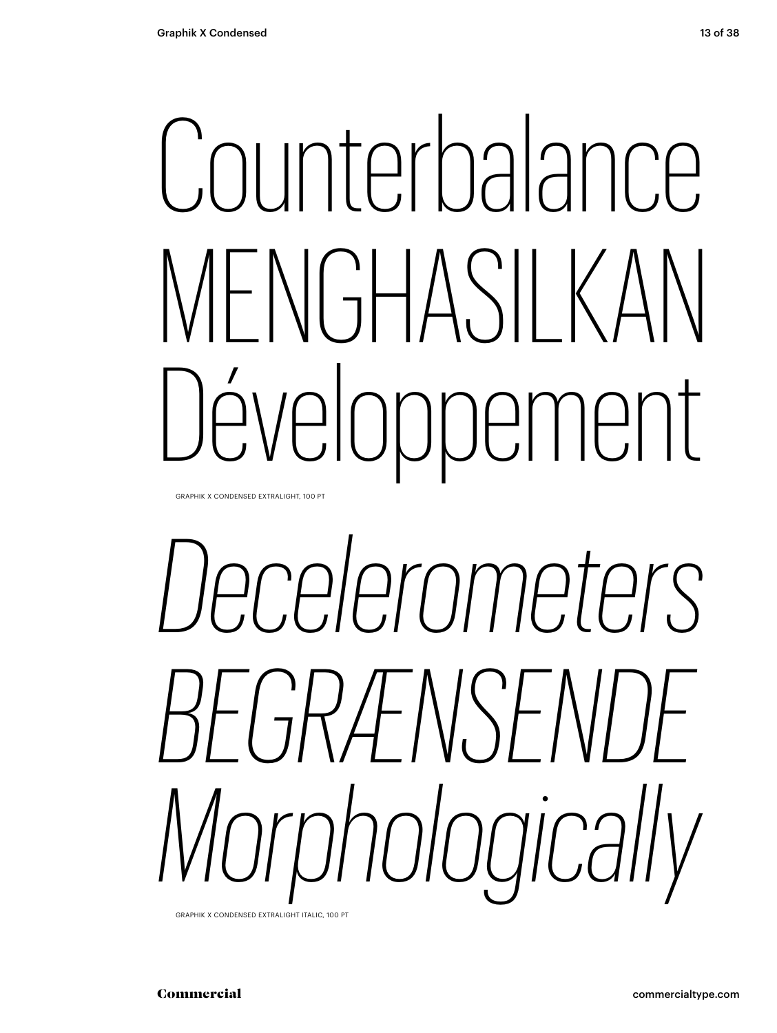Counterbalance
MENGHASILKAN
Développement

GRAPHIK X CONDENSED EXTRALIGHT, 100 PT

*Decelerometers*
*BEGRÆNSENDE*
*Morphologically*

GRAPHIK X CONDENSED EXTRALIGHT ITALIC, 100 PT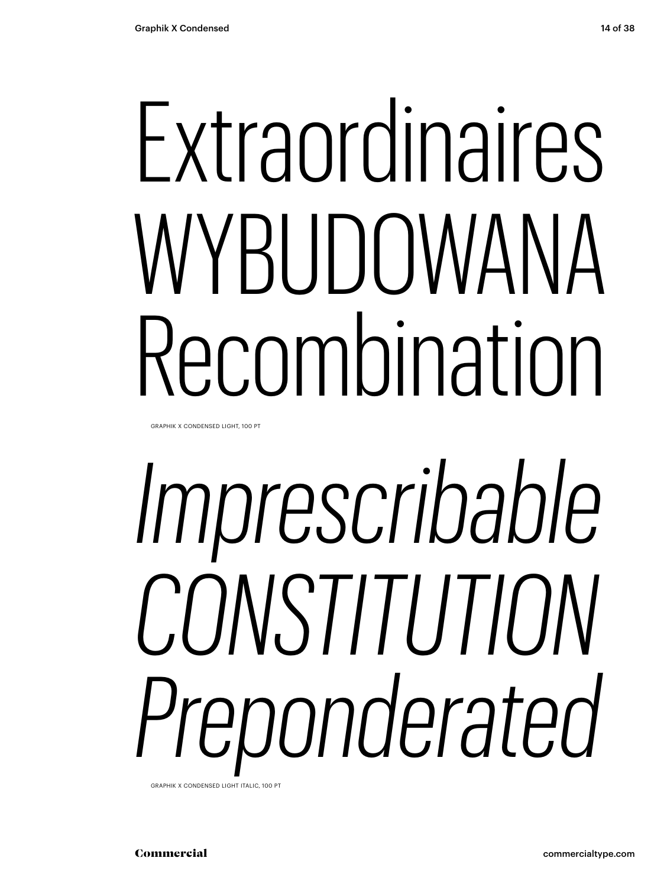Extraordinaires
WYBUDOWANA
Recombination

GRAPHIK X CONDENSED LIGHT, 100 PT

*Imprescribable*
*CONSTITUTION*
*Preponderated*

GRAPHIK X CONDENSED LIGHT ITALIC, 100 PT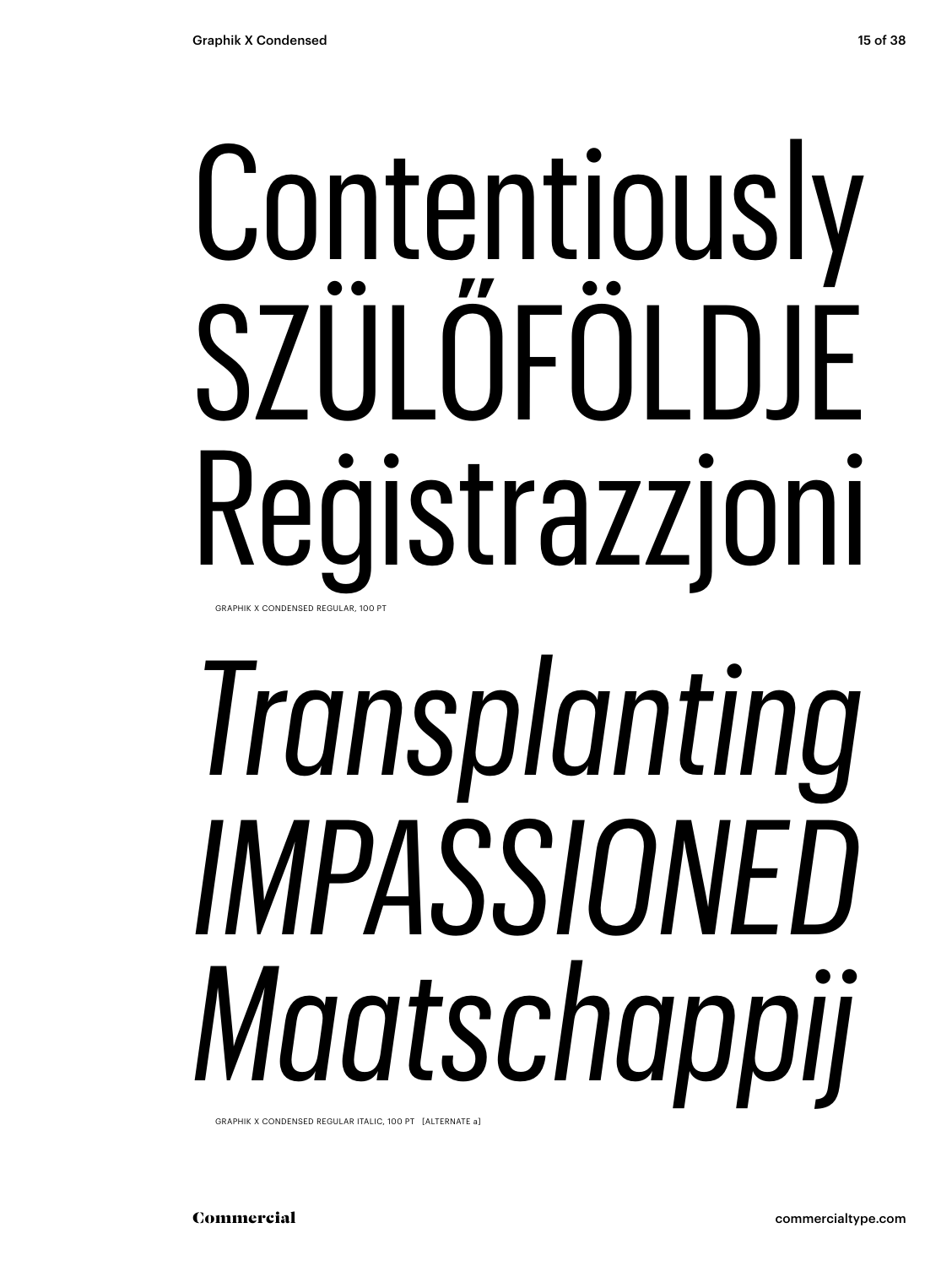Contentiously
SZÜLŐFÖLDJE
Reġistrazzjoni

GRAPHIK X CONDENSED REGULAR, 100 PT

*Transplanting*
*IMPASSIONED*
*Maatschappij*

GRAPHIK X CONDENSED REGULAR ITALIC, 100 PT [ALTERNATE a]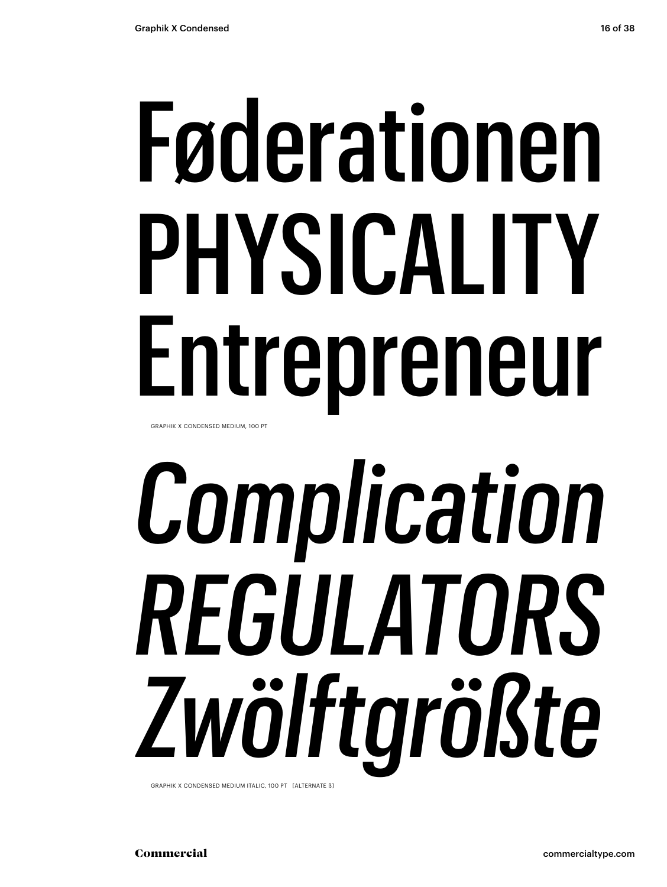Føderationen
PHYSICALITY
Entrepreneur

GRAPHIK X CONDENSED MEDIUM, 100 PT

*Complication*
*REGULATORS*
*Zwölftgrößte*

GRAPHIK X CONDENSED MEDIUM ITALIC, 100 PT [ALTERNATE ß]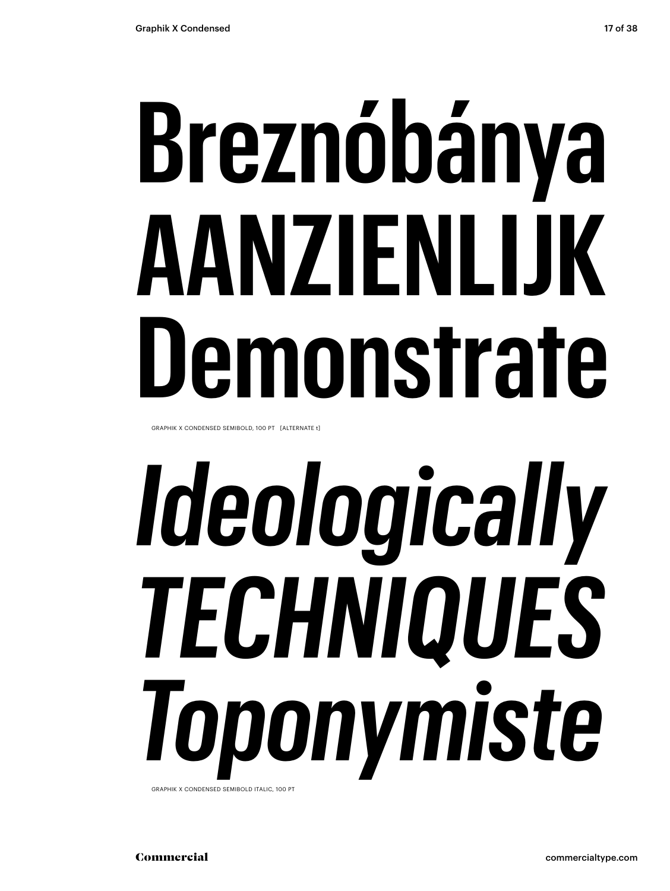Breznóbánya
AANZIENLIJK
Demonstrate

GRAPHIK X CONDENSED SEMIBOLD, 100 PT [ALTERNATE t]

*Ideologically*
*TECHNIQUES*
*Toponymiste*

GRAPHIK X CONDENSED SEMIBOLD ITALIC, 100 PT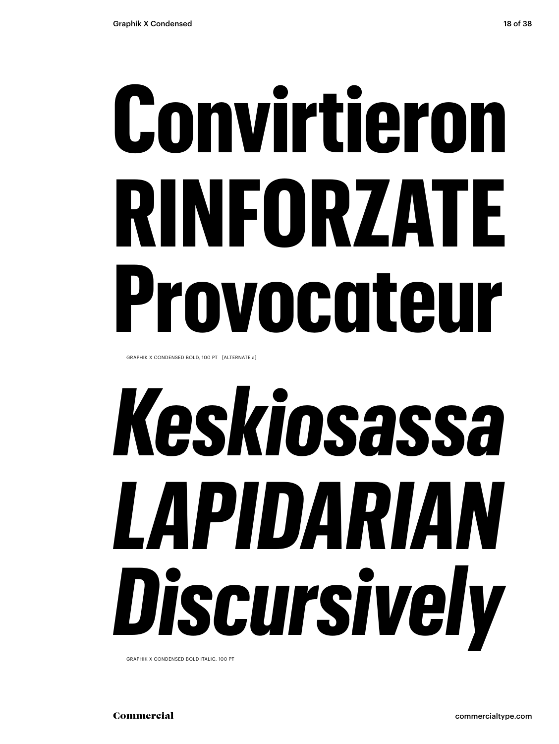# Convirtieron RINFORZATE Provocateur

GRAPHIK X CONDENSED BOLD, 100 PT [ALTERNATE a]

# *Keskiosassa LAPIDARIAN Discursively*

GRAPHIK X CONDENSED BOLD ITALIC, 100 PT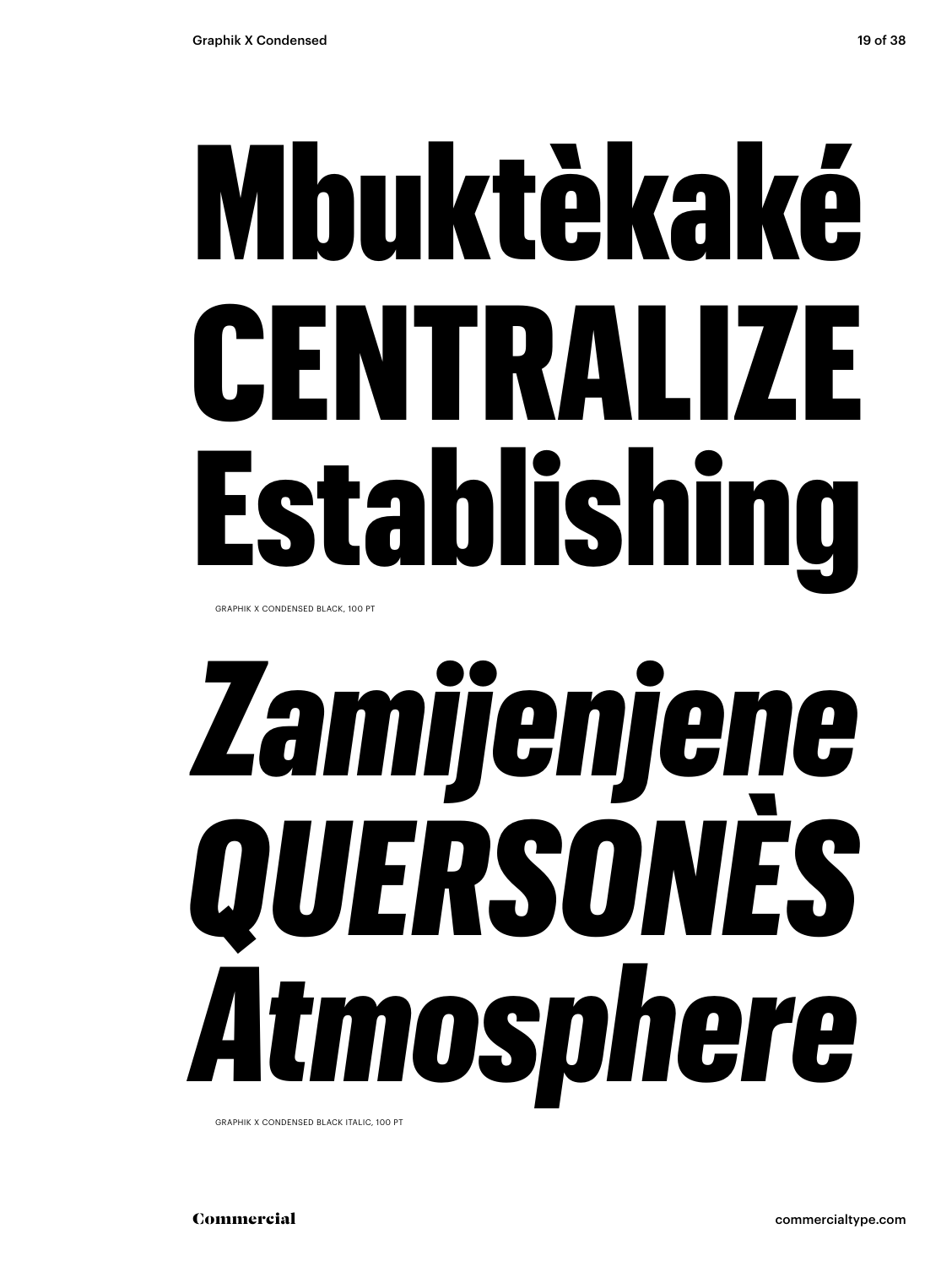# Mbuktèkaké
# CENTRALIZE
# Establishing

GRAPHIK X CONDENSED BLACK, 100 PT

# *Zamijenjene*
# *QUERSONÈS*
# *Atmosphere*

GRAPHIK X CONDENSED BLACK ITALIC, 100 PT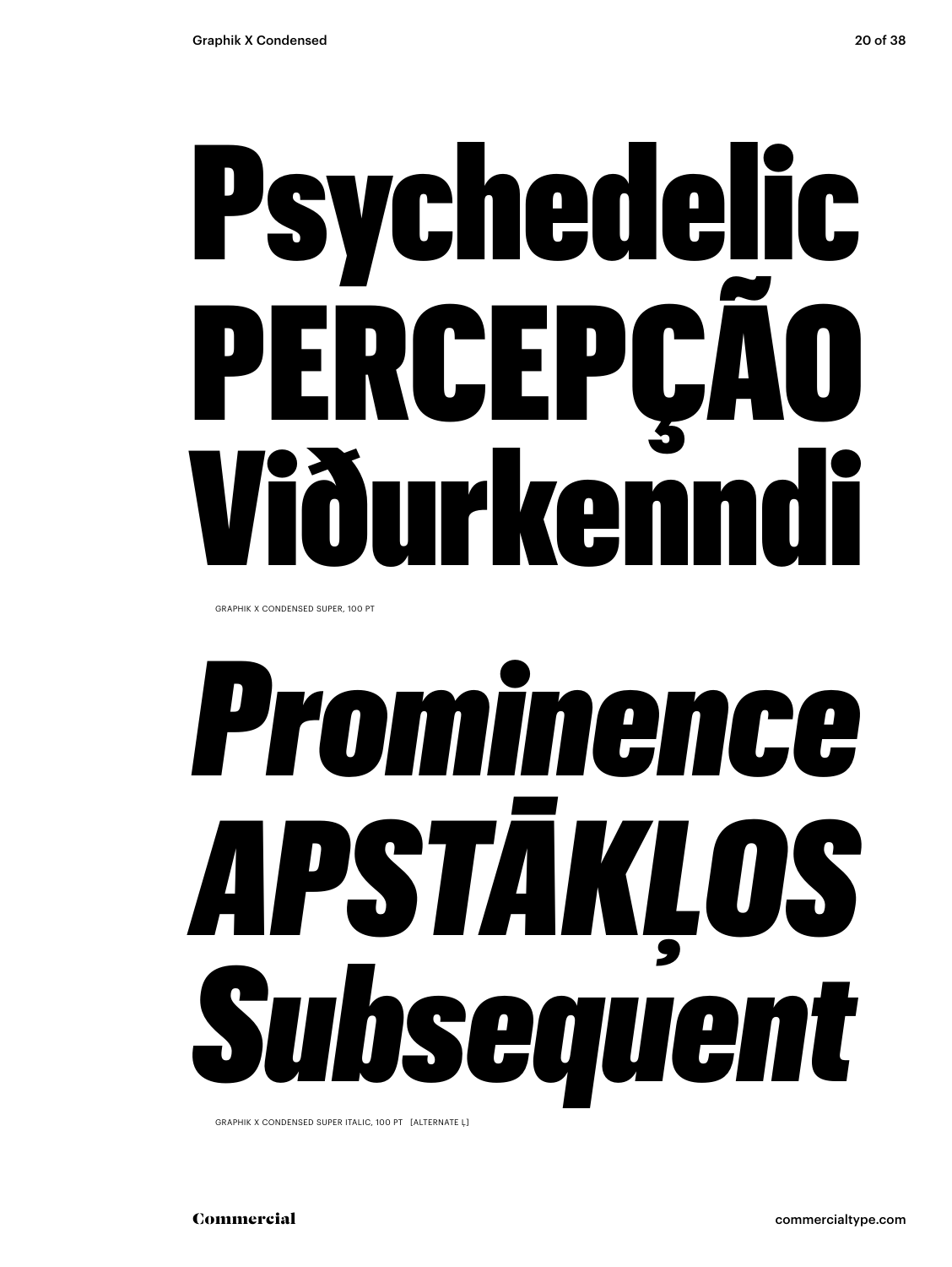# Psychedelic PERCEPÇÃO Viðurkenndi

GRAPHIK X CONDENSED SUPER, 100 PT

# *Prominence APSTĀKĻOS Subsequent*

GRAPHIK X CONDENSED SUPER ITALIC, 100 PT [ALTERNATE Ļ]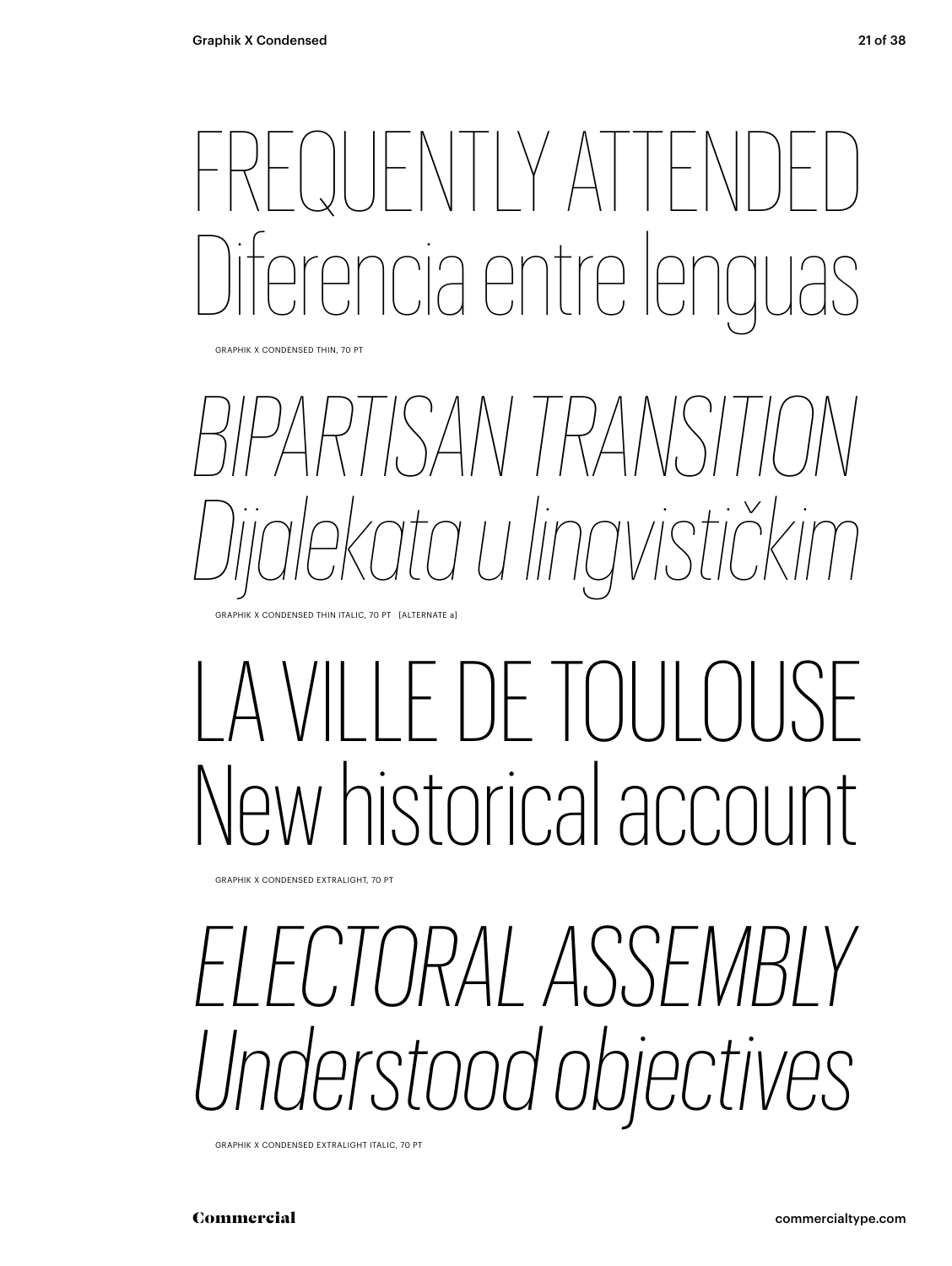FREQUENTLY ATTENDED
Diferencia entre lenguas

GRAPHIK X CONDENSED THIN, 70 PT

*BIPARTISAN TRANSITION*
*Dijalekata u lingvističkim*

GRAPHIK X CONDENSED THIN ITALIC, 70 PT [ALTERNATE a]

LA VILLE DE TOULOUSE
New historical account

GRAPHIK X CONDENSED EXTRALIGHT, 70 PT

*ELECTORAL ASSEMBLY*
*Understood objectives*

GRAPHIK X CONDENSED EXTRALIGHT ITALIC, 70 PT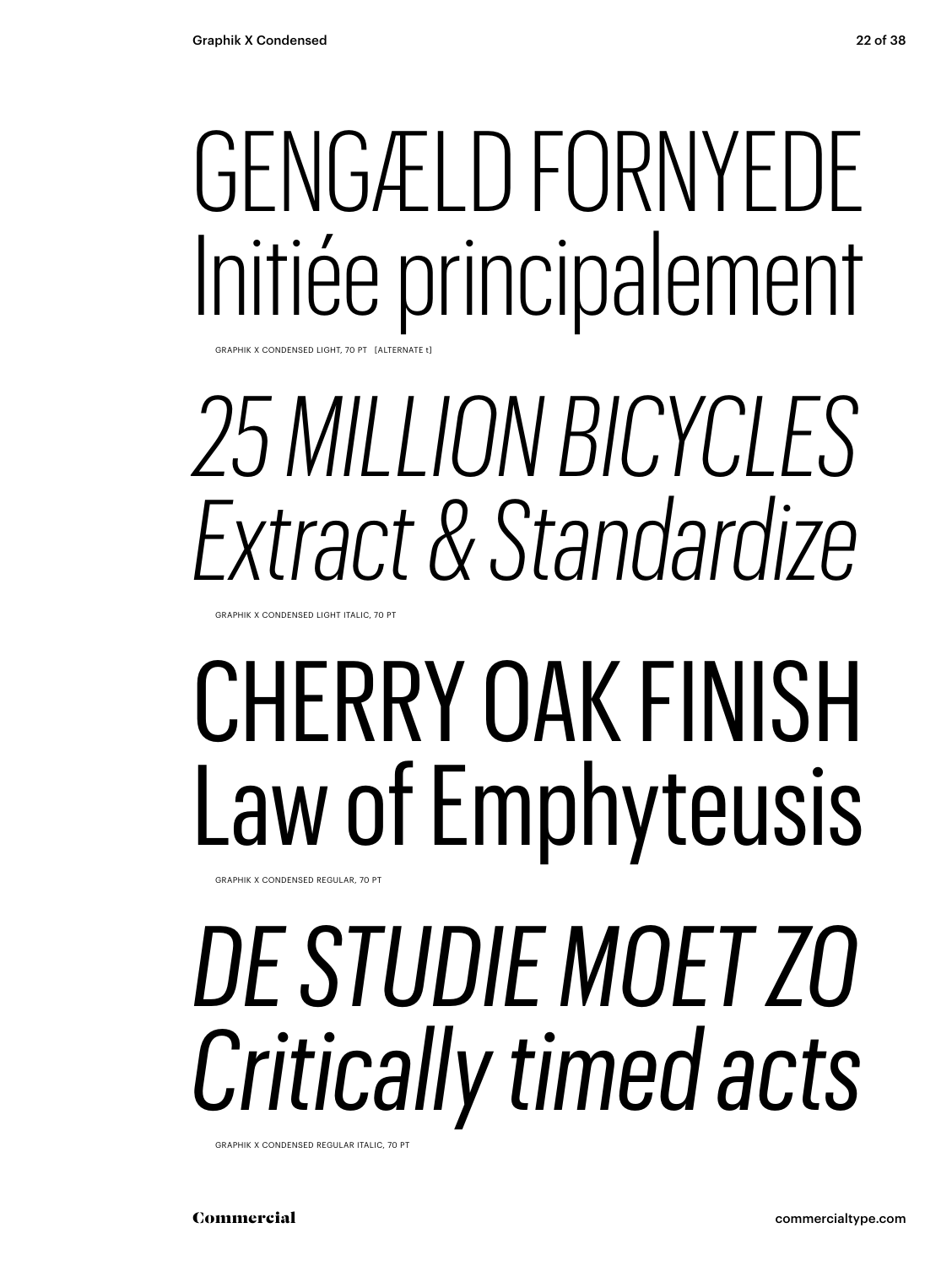GENGÆLD FORNYEDE
Initiée principalement

GRAPHIK X CONDENSED LIGHT, 70 PT [ALTERNATE t]

*25 MILLION BICYCLES*
*Extract & Standardize*

GRAPHIK X CONDENSED LIGHT ITALIC, 70 PT

CHERRY OAK FINISH
Law of Emphyteusis

GRAPHIK X CONDENSED REGULAR, 70 PT

*DE STUDIE MOET ZO*
*Critically timed acts*

GRAPHIK X CONDENSED REGULAR ITALIC, 70 PT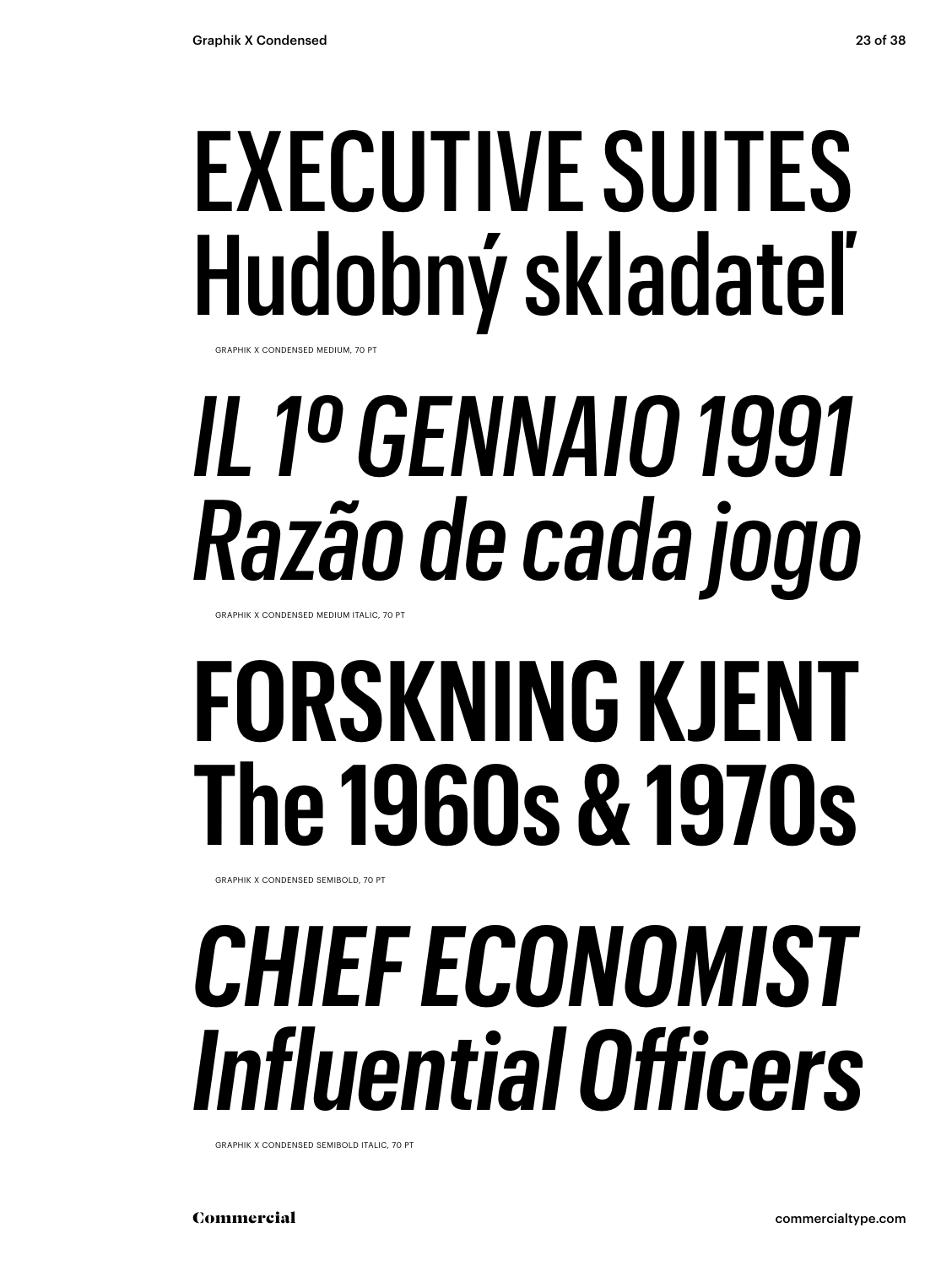EXECUTIVE SUITES
Hudobný skladateľ

GRAPHIK X CONDENSED MEDIUM, 70 PT

*IL 1º GENNAIO 1991*
*Razão de cada jogo*

GRAPHIK X CONDENSED MEDIUM ITALIC, 70 PT

**FORSKNING KJENT**
**The 1960s & 1970s**

GRAPHIK X CONDENSED SEMIBOLD, 70 PT

***CHIEF ECONOMIST***
***Influential Officers***

GRAPHIK X CONDENSED SEMIBOLD ITALIC, 70 PT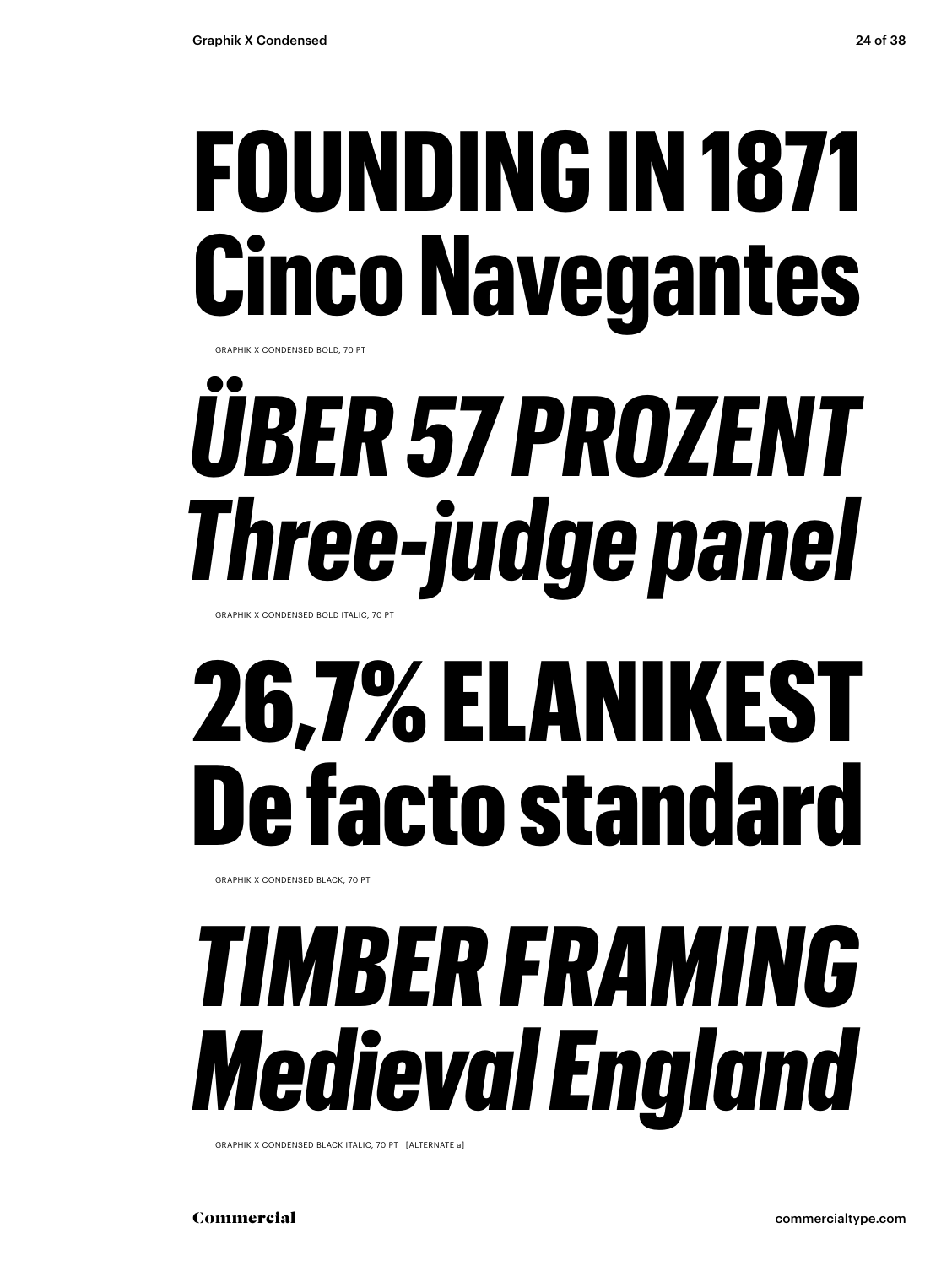# FOUNDING IN 1871
# Cinco Navegantes

GRAPHIK X CONDENSED BOLD, 70 PT

# *ÜBER 57 PROZENT*
# *Three-judge panel*

GRAPHIK X CONDENSED BOLD ITALIC, 70 PT

# 26,7% ELANIKEST
# De facto standard

GRAPHIK X CONDENSED BLACK, 70 PT

# *TIMBER FRAMING*
# *Medieval England*

GRAPHIK X CONDENSED BLACK ITALIC, 70 PT [ALTERNATE a]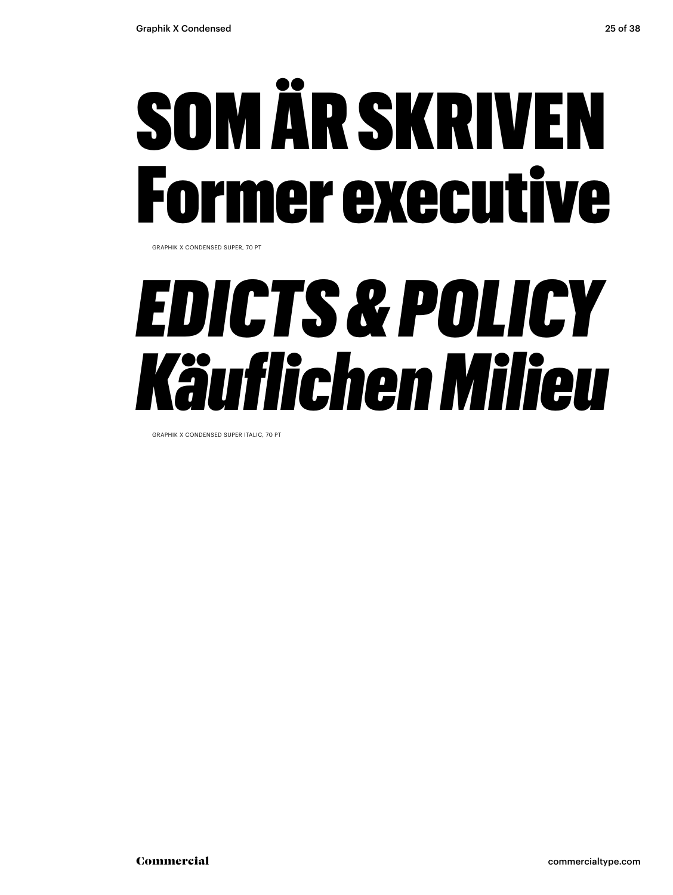SOM ÄR SKRIVEN
Former executive

GRAPHIK X CONDENSED SUPER, 70 PT

*EDICTS & POLICY*
*Käuflichen Milieu*

GRAPHIK X CONDENSED SUPER ITALIC, 70 PT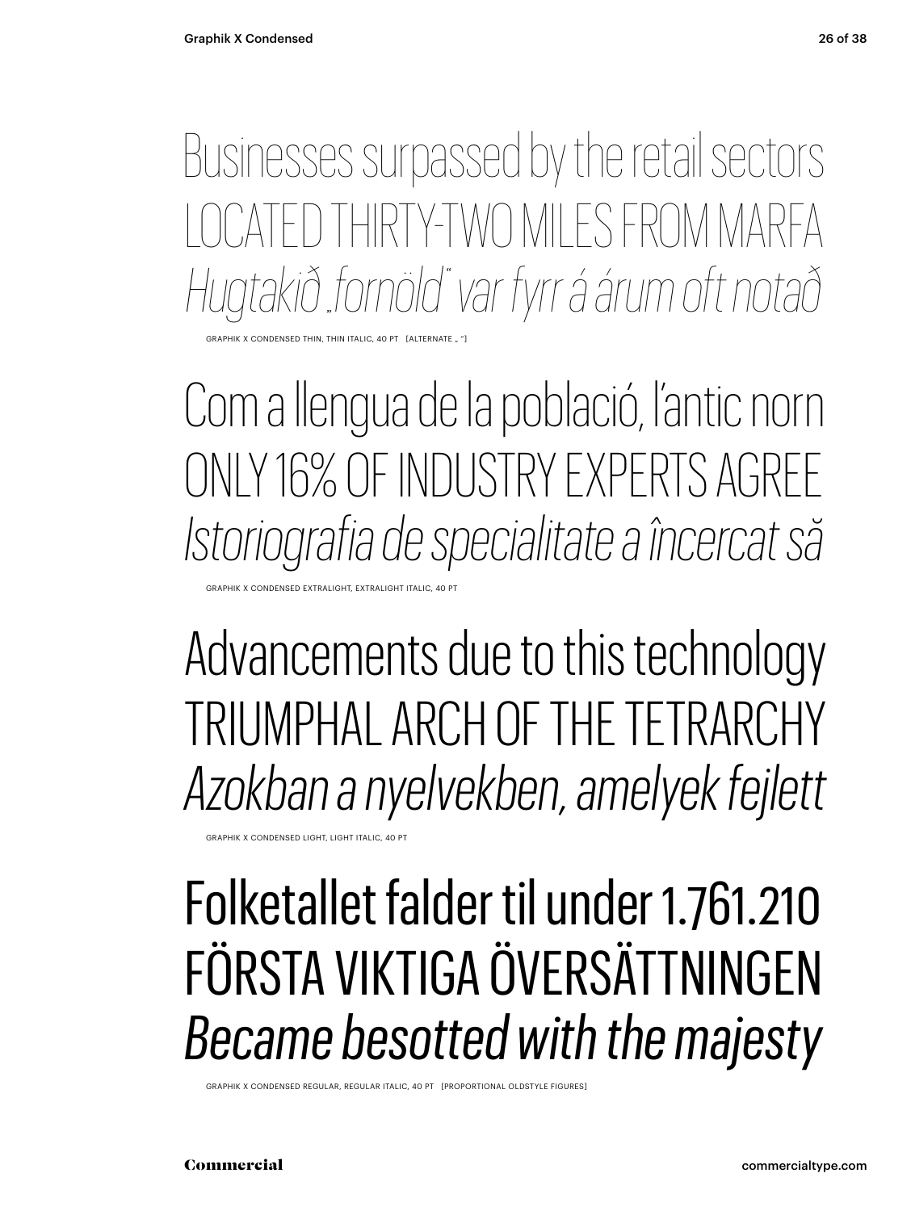Businesses surpassed by the retail sectors
LOCATED THIRTY-TWO MILES FROM MARFA
*Hugtakið „fornöld" var fyrr á árum oft notað*

GRAPHIK X CONDENSED THIN, THIN ITALIC, 40 PT [ALTERNATE „ "]

Com a llengua de la població, l'antic norn
ONLY 16% OF INDUSTRY EXPERTS AGREE
*Istoriografia de specialitate a încercat să*

GRAPHIK X CONDENSED EXTRALIGHT, EXTRALIGHT ITALIC, 40 PT

Advancements due to this technology
TRIUMPHAL ARCH OF THE TETRARCHY
*Azokban a nyelvekben, amelyek fejlett*

GRAPHIK X CONDENSED LIGHT, LIGHT ITALIC, 40 PT

Folketallet falder til under 1.761.210
FÖRSTA VIKTIGA ÖVERSÄTTNINGEN
*Became besotted with the majesty*

GRAPHIK X CONDENSED REGULAR, REGULAR ITALIC, 40 PT [PROPORTIONAL OLDSTYLE FIGURES]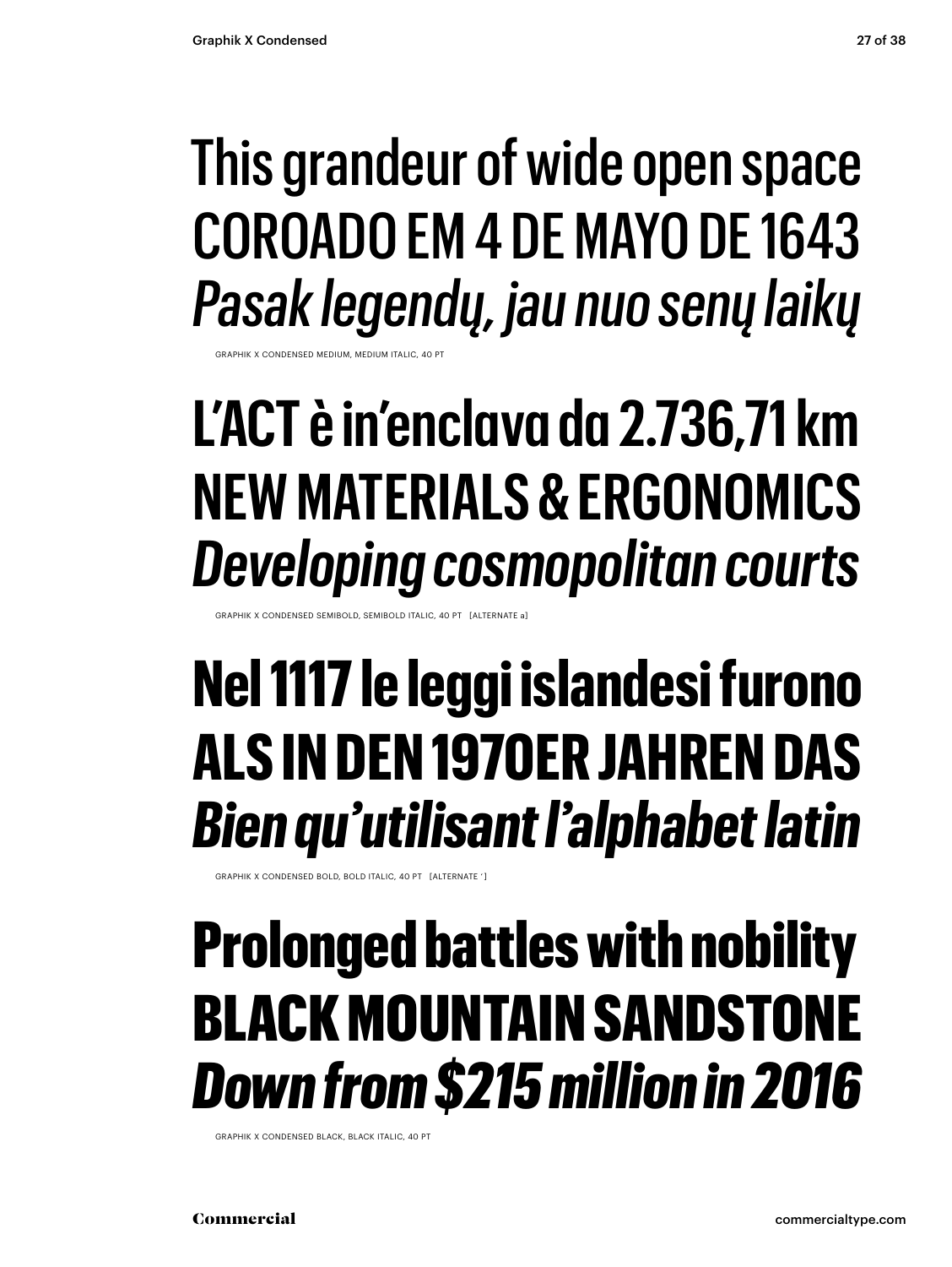This grandeur of wide open space
COROADO EM 4 DE MAYO DE 1643
*Pasak legendų, jau nuo senų laikų*

GRAPHIK X CONDENSED MEDIUM, MEDIUM ITALIC, 40 PT

**L'ACT è in'enclava da 2.736,71 km**
**NEW MATERIALS & ERGONOMICS**
***Developing cosmopolitan courts***

GRAPHIK X CONDENSED SEMIBOLD, SEMIBOLD ITALIC, 40 PT [ALTERNATE a]

**Nel 1117 le leggi islandesi furono**
**ALS IN DEN 1970ER JAHREN DAS**
***Bien qu'utilisant l'alphabet latin***

GRAPHIK X CONDENSED BOLD, BOLD ITALIC, 40 PT [ALTERNATE ' ]

**Prolonged battles with nobility**
**BLACK MOUNTAIN SANDSTONE**
***Down from $215 million in 2016***

GRAPHIK X CONDENSED BLACK, BLACK ITALIC, 40 PT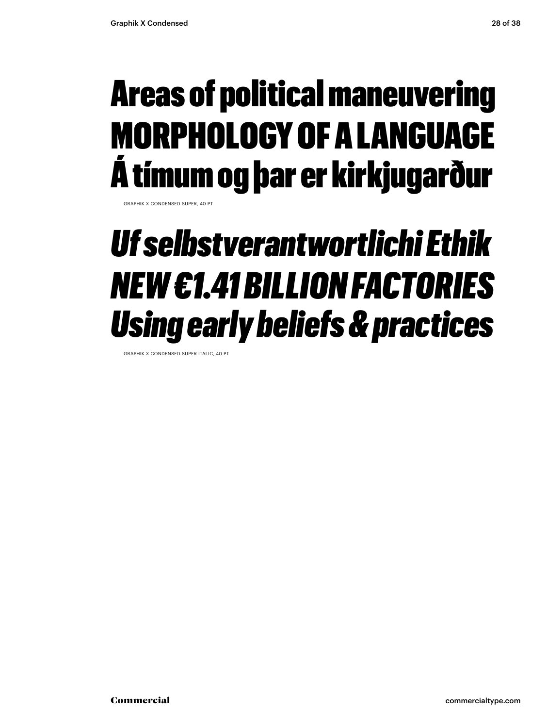Areas of political maneuvering
MORPHOLOGY OF A LANGUAGE
Á tímum og þar er kirkjugarður

GRAPHIK X CONDENSED SUPER, 40 PT

*Uf selbstverantwortlichi Ethik*
*NEW €1.41 BILLION FACTORIES*
*Using early beliefs & practices*

GRAPHIK X CONDENSED SUPER ITALIC, 40 PT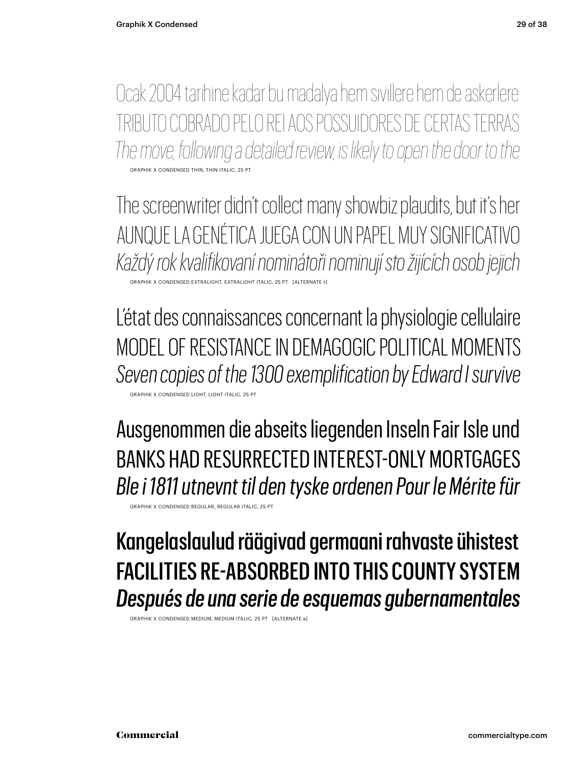Ocak 2004 tarihine kadar bu madalya hem sivillere hem de askerlere
TRIBUTO COBRADO PELO REI AOS POSSUIDORES DE CERTAS TERRAS
*The move, following a detailed review, is likely to open the door to the*

GRAPHIK X CONDENSED THIN, THIN ITALIC, 25 PT

The screenwriter didn't collect many showbiz plaudits, but it's her
AUNQUE LA GENÉTICA JUEGA CON UN PAPEL MUY SIGNIFICATIVO
*Každý rok kvalifikovaní nominátoři nominují sto žijících osob jejich*

GRAPHIK X CONDENSED EXTRALIGHT, EXTRALIGHT ITALIC, 25 PT [ALTERNATE t]

L'état des connaissances concernant la physiologie cellulaire
MODEL OF RESISTANCE IN DEMAGOGIC POLITICAL MOMENTS
*Seven copies of the 1300 exemplification by Edward I survive*

GRAPHIK X CONDENSED LIGHT, LIGHT ITALIC, 25 PT

Ausgenommen die abseits liegenden Inseln Fair Isle und
BANKS HAD RESURRECTED INTEREST-ONLY MORTGAGES
*Ble i 1811 utnevnt til den tyske ordenen Pour le Mérite für*

GRAPHIK X CONDENSED REGULAR, REGULAR ITALIC, 25 PT

Kangelaslaulud räägivad germaani rahvaste ühistest
FACILITIES RE-ABSORBED INTO THIS COUNTY SYSTEM
*Después de una serie de esquemas gubernamentales*

GRAPHIK X CONDENSED MEDIUM, MEDIUM ITALIC, 25 PT [ALTERNATE a]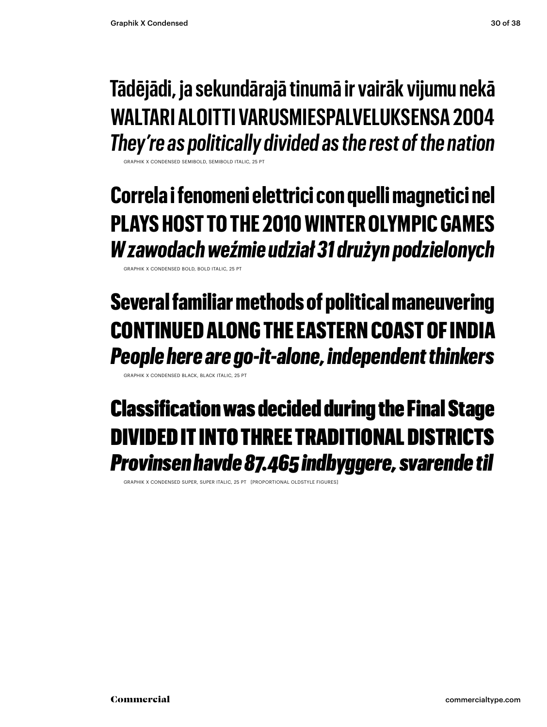**Tādējādi, ja sekundārajā tinumā ir vairāk vijumu nekā**
**WALTARI ALOITTI VARUSMIESPALVELUKSENSA 2004**
***They're as politically divided as the rest of the nation***

GRAPHIK X CONDENSED SEMIBOLD, SEMIBOLD ITALIC, 25 PT

**Correla i fenomeni elettrici con quelli magnetici nel**
**PLAYS HOST TO THE 2010 WINTER OLYMPIC GAMES**
***W zawodach weźmie udział 31 drużyn podzielonych***

GRAPHIK X CONDENSED BOLD, BOLD ITALIC, 25 PT

**Several familiar methods of political maneuvering**
**CONTINUED ALONG THE EASTERN COAST OF INDIA**
***People here are go-it-alone, independent thinkers***

GRAPHIK X CONDENSED BLACK, BLACK ITALIC, 25 PT

**Classification was decided during the Final Stage**
**DIVIDED IT INTO THREE TRADITIONAL DISTRICTS**
***Provinsen havde 87.465 indbyggere, svarende til***

GRAPHIK X CONDENSED SUPER, SUPER ITALIC, 25 PT [PROPORTIONAL OLDSTYLE FIGURES]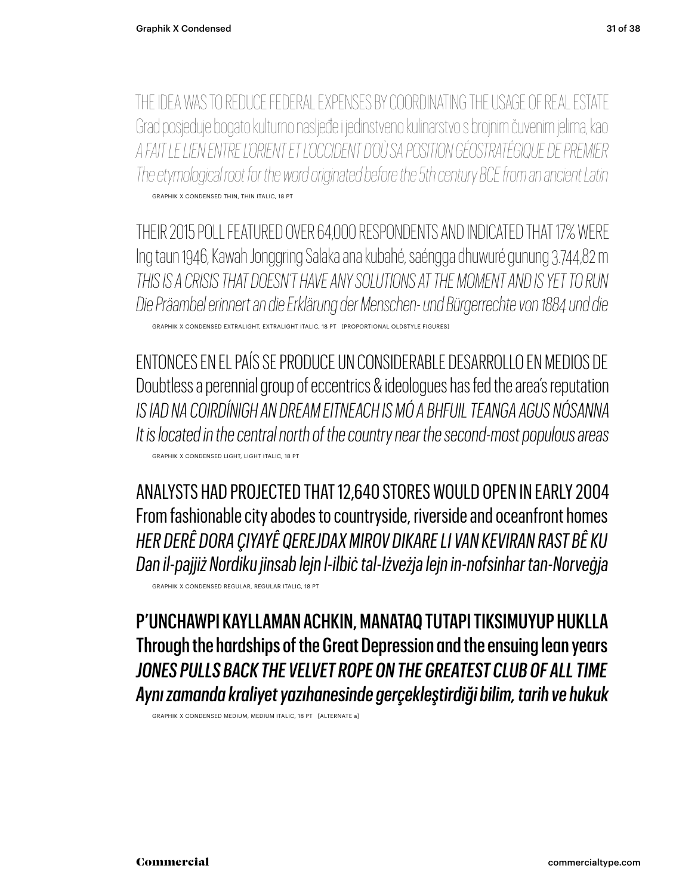THE IDEA WAS TO REDUCE FEDERAL EXPENSES BY COORDINATING THE USAGE OF REAL ESTATE
Grad posjeduje bogato kulturno nasljeđe i jedinstveno kulinarstvo s brojnim čuvenim jelima, kao
*A FAIT LE LIEN ENTRE L'ORIENT ET L'OCCIDENT D'OÙ SA POSITION GÉOSTRATÉGIQUE DE PREMIER*
*The etymological root for the word originated before the 5th century BCE from an ancient Latin*

GRAPHIK X CONDENSED THIN, THIN ITALIC, 18 PT

THEIR 2015 POLL FEATURED OVER 64,000 RESPONDENTS AND INDICATED THAT 17% WERE
Ing taun 1946, Kawah Jonggring Salaka ana kubahé, saéngga dhuwuré gunung 3.744,82 m
*THIS IS A CRISIS THAT DOESN'T HAVE ANY SOLUTIONS AT THE MOMENT AND IS YET TO RUN*
*Die Präambel erinnert an die Erklärung der Menschen- und Bürgerrechte von 1884 und die*

GRAPHIK X CONDENSED EXTRALIGHT, EXTRALIGHT ITALIC, 18 PT [PROPORTIONAL OLDSTYLE FIGURES]

ENTONCES EN EL PAÍS SE PRODUCE UN CONSIDERABLE DESARROLLO EN MEDIOS DE
Doubtless a perennial group of eccentrics & ideologues has fed the area's reputation
*IS IAD NA COIRDÍNIGH AN DREAM EITNEACH IS MÓ A BHFUIL TEANGA AGUS NÓSANNA*
*It is located in the central north of the country near the second-most populous areas*

GRAPHIK X CONDENSED LIGHT, LIGHT ITALIC, 18 PT

ANALYSTS HAD PROJECTED THAT 12,640 STORES WOULD OPEN IN EARLY 2004
From fashionable city abodes to countryside, riverside and oceanfront homes
*HER DERÊ DORA ÇIYAYÊ QEREJDAX MIROV DIKARE LI VAN KEVIRAN RAST BÊ KU*
*Dan il-pajjiż Nordiku jinsab lejn l-ilbiċ tal-Iżvezja lejn in-nofsinhar tan-Norveġja*

GRAPHIK X CONDENSED REGULAR, REGULAR ITALIC, 18 PT

P'UNCHAWPI KAYLLAMAN ACHKIN, MANATAQ TUTAPI TIKSIMUYUP HUKLLA
Through the hardships of the Great Depression and the ensuing lean years
*JONES PULLS BACK THE VELVET ROPE ON THE GREATEST CLUB OF ALL TIME*
*Aynı zamanda kraliyet yazıhanesinde gerçekleştirdiği bilim, tarih ve hukuk*

GRAPHIK X CONDENSED MEDIUM, MEDIUM ITALIC, 18 PT [ALTERNATE a]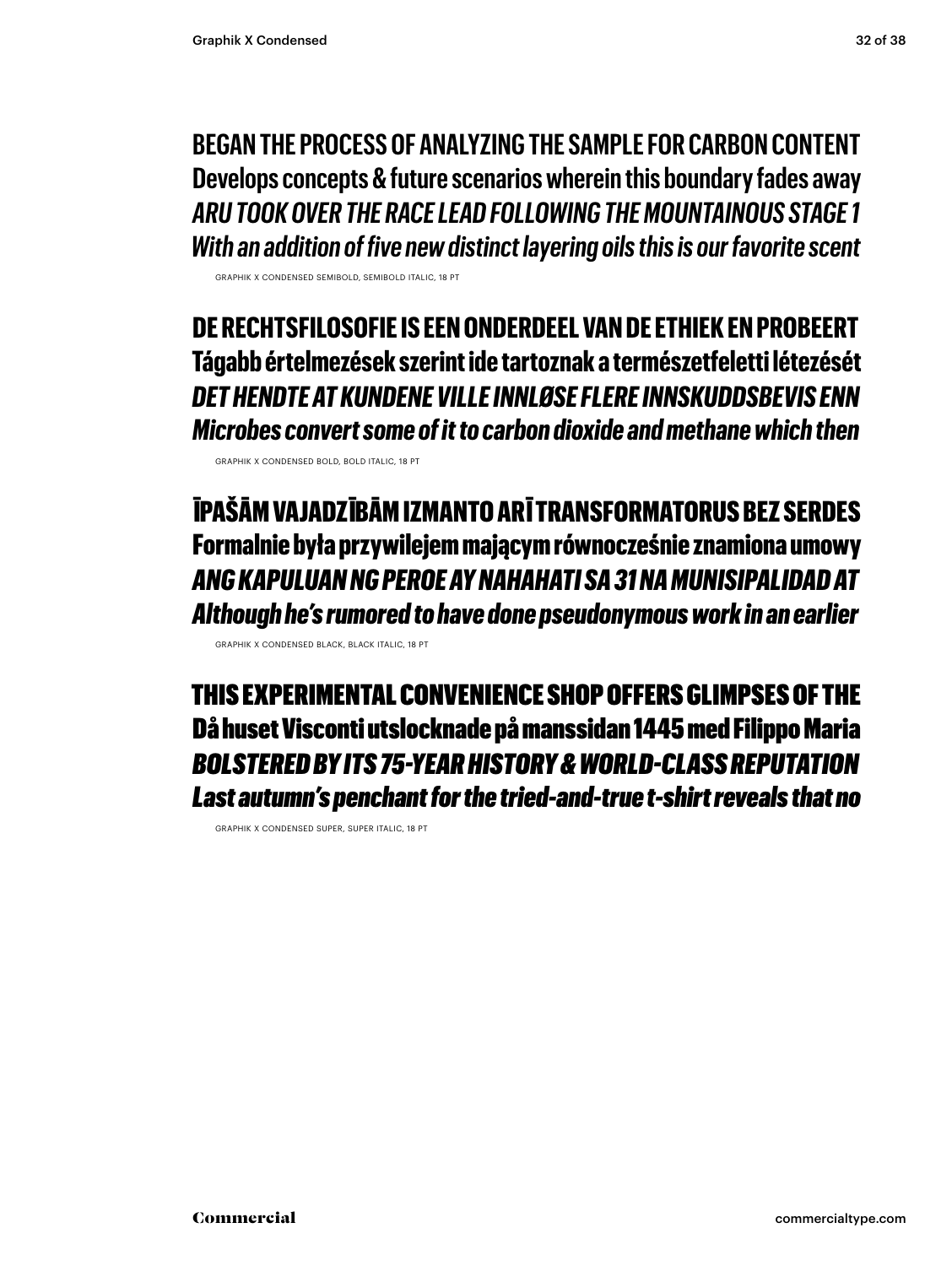BEGAN THE PROCESS OF ANALYZING THE SAMPLE FOR CARBON CONTENT
Develops concepts & future scenarios wherein this boundary fades away
*ARU TOOK OVER THE RACE LEAD FOLLOWING THE MOUNTAINOUS STAGE 1*
*With an addition of five new distinct layering oils this is our favorite scent*

GRAPHIK X CONDENSED SEMIBOLD, SEMIBOLD ITALIC, 18 PT

**DE RECHTSFILOSOFIE IS EEN ONDERDEEL VAN DE ETHIEK EN PROBEERT**
**Tágabb értelmezések szerint ide tartoznak a természetfeletti létezését**
***DET HENDTE AT KUNDENE VILLE INNLØSE FLERE INNSKUDDSBEVIS ENN***
***Microbes convert some of it to carbon dioxide and methane which then***

GRAPHIK X CONDENSED BOLD, BOLD ITALIC, 18 PT

**ĪPAŠĀM VAJADZĪBĀM IZMANTO ARĪ TRANSFORMATORUS BEZ SERDES**
**Formalnie była przywilejem mającym równocześnie znamiona umowy**
***ANG KAPULUAN NG PEROE AY NAHAHATI SA 31 NA MUNISIPALIDAD AT***
***Although he's rumored to have done pseudonymous work in an earlier***

GRAPHIK X CONDENSED BLACK, BLACK ITALIC, 18 PT

**THIS EXPERIMENTAL CONVENIENCE SHOP OFFERS GLIMPSES OF THE**
**Då huset Visconti utslocknade på manssidan 1445 med Filippo Maria**
***BOLSTERED BY ITS 75-YEAR HISTORY & WORLD-CLASS REPUTATION***
***Last autumn's penchant for the tried-and-true t-shirt reveals that no***

GRAPHIK X CONDENSED SUPER, SUPER ITALIC, 18 PT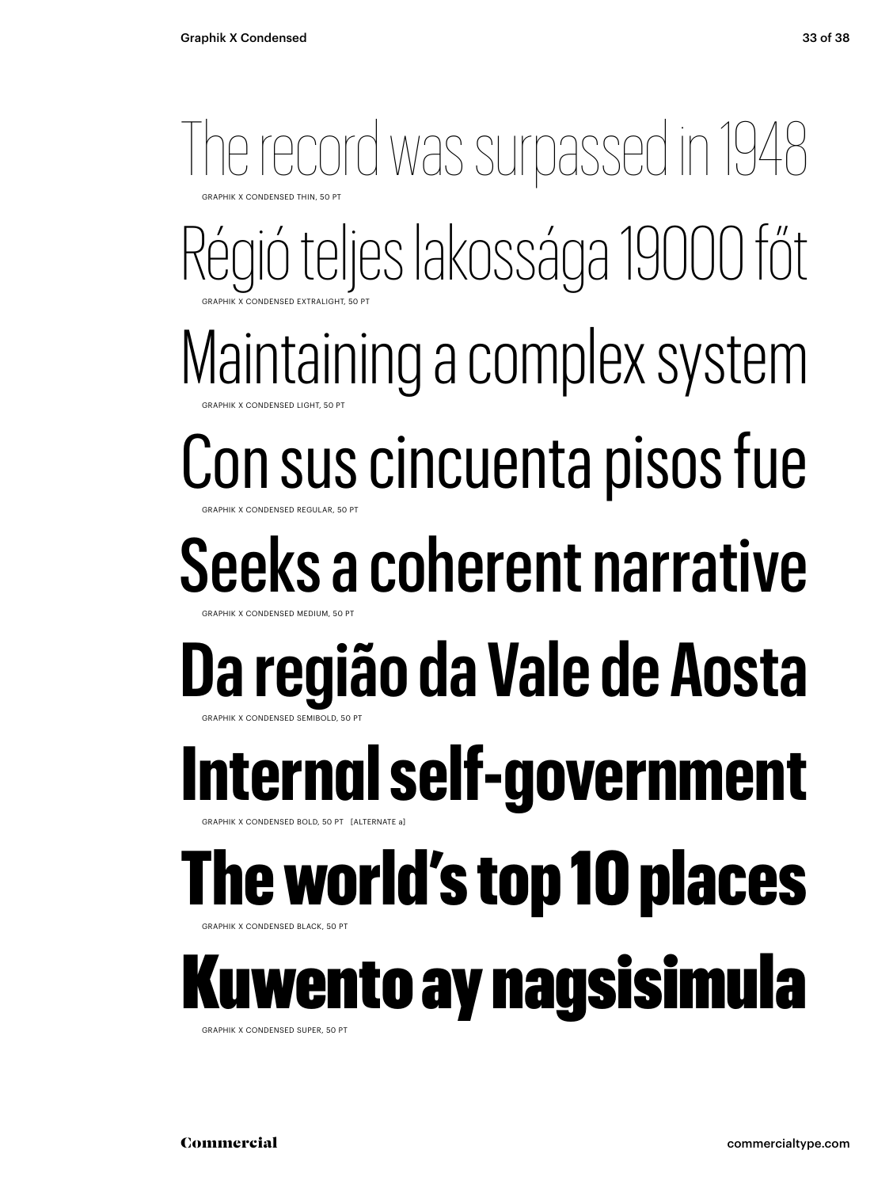The record was surpassed in 1948

GRAPHIK X CONDENSED THIN, 50 PT

Régió teljes lakossága 19000 főt

GRAPHIK X CONDENSED EXTRALIGHT, 50 PT

Maintaining a complex system

GRAPHIK X CONDENSED LIGHT, 50 PT

Con sus cincuenta pisos fue

GRAPHIK X CONDENSED REGULAR, 50 PT

Seeks a coherent narrative

GRAPHIK X CONDENSED MEDIUM, 50 PT

**Da região da Vale de Aosta**

GRAPHIK X CONDENSED SEMIBOLD, 50 PT

**Internal self-government**

GRAPHIK X CONDENSED BOLD, 50 PT [ALTERNATE a]

**The world's top 10 places**

GRAPHIK X CONDENSED BLACK, 50 PT

**Kuwento ay nagsisimula**

GRAPHIK X CONDENSED SUPER, 50 PT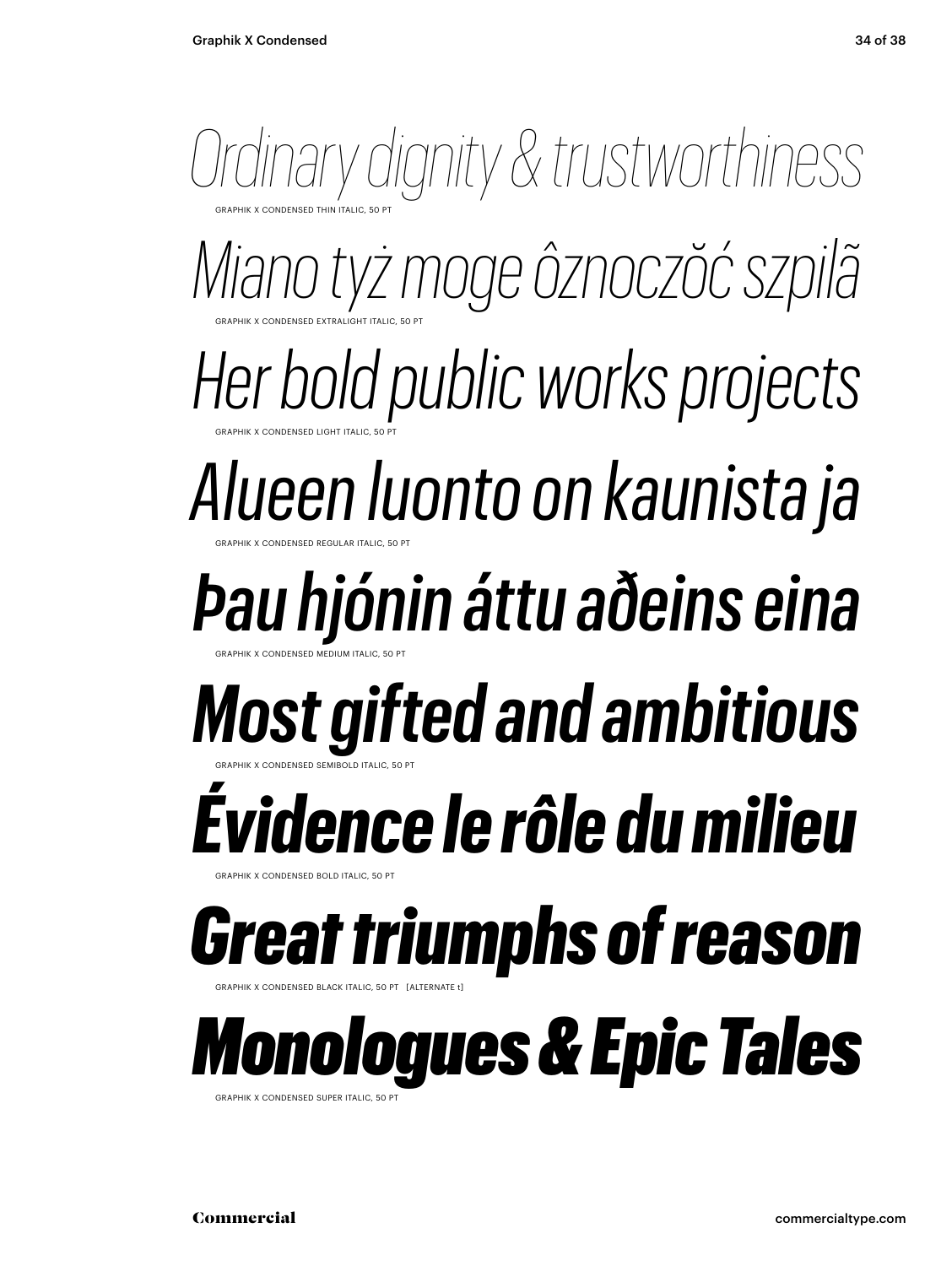*Ordinary dignity & trustworthiness*

GRAPHIK X CONDENSED THIN ITALIC, 50 PT

*Miano tyż moge ôznoczŏć szpilã*

GRAPHIK X CONDENSED EXTRALIGHT ITALIC, 50 PT

*Her bold public works projects*

GRAPHIK X CONDENSED LIGHT ITALIC, 50 PT

*Alueen luonto on kaunista ja*

GRAPHIK X CONDENSED REGULAR ITALIC, 50 PT

*Þau hjónin áttu aðeins eina*

GRAPHIK X CONDENSED MEDIUM ITALIC, 50 PT

***Most gifted and ambitious***

GRAPHIK X CONDENSED SEMIBOLD ITALIC, 50 PT

***Évidence le rôle du milieu***

GRAPHIK X CONDENSED BOLD ITALIC, 50 PT

***Great triumphs of reason***

GRAPHIK X CONDENSED BLACK ITALIC, 50 PT [ALTERNATE t]

***Monologues & Epic Tales***

GRAPHIK X CONDENSED SUPER ITALIC, 50 PT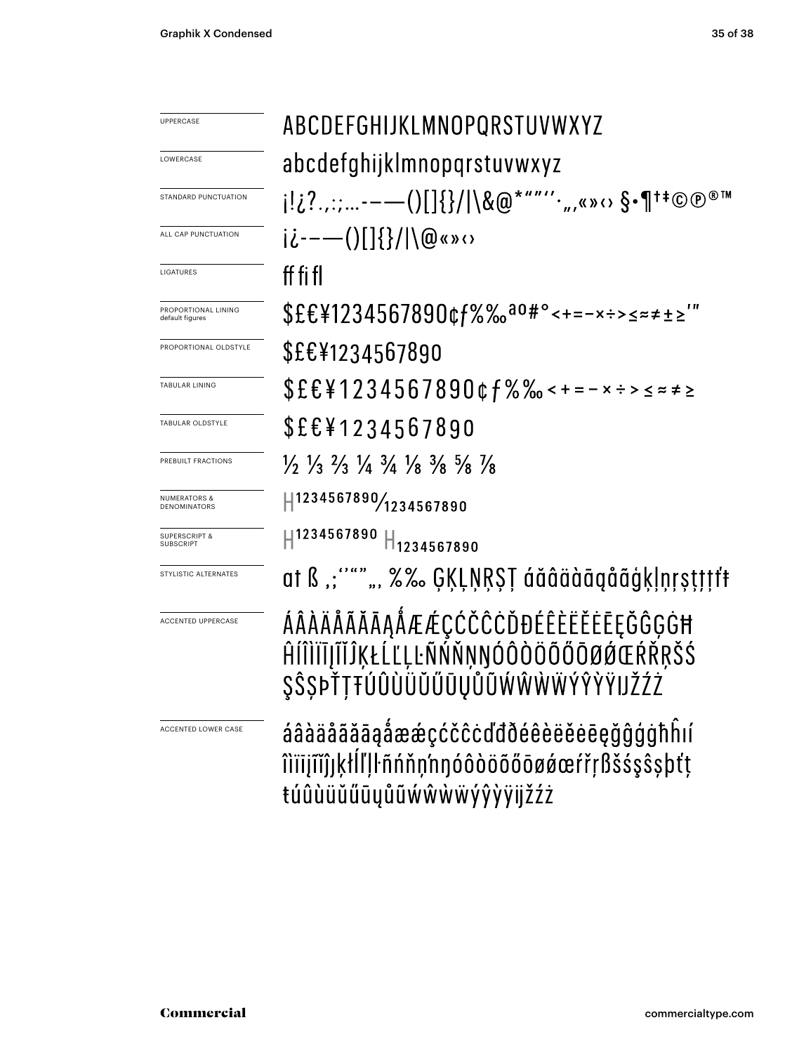| | |
|---|---|
| UPPERCASE | ABCDEFGHIJKLMNOPQRSTUVWXYZ |
| LOWERCASE | abcdefghijklmnopqrstuvwxyz |
| STANDARD PUNCTUATION | ¡!¿?.,:;...-–—()[]{}/\|\&@*"""''·„‚«»‹› §•¶†‡©℗®™ |
| ALL CAP PUNCTUATION | ¡¿-–—()[]{}/\|\@«»‹› |
| LIGATURES | ff fi fl |
| PROPORTIONAL LINING default figures | $£€¥1234567890¢ƒ%‰ªº#°<+=−×÷>≤≈≠±≥'" |
| PROPORTIONAL OLDSTYLE | $£€¥1234567890 |
| TABULAR LINING | $£€¥1234567890¢ƒ%‰<+=−×÷>≤≈≠≥ |
| TABULAR OLDSTYLE | $£€¥1234567890 |
| PREBUILT FRACTIONS | ½ ⅓ ⅔ ¼ ¾ ⅛ ⅜ ⅝ ⅞ |
| NUMERATORS & DENOMINATORS | H1234567890/1234567890 |
| SUPERSCRIPT & SUBSCRIPT | H1234567890 H1234567890 |
| STYLISTIC ALTERNATES | at ß ,;''""„‚ %‰ ĢĶĻŅŖŞŢ áăâäàāąåãģķļņŗşţţţťŧ |
| ACCENTED UPPERCASE | ÁÂÀÄÅÃĂĀĄǺÆǼÇĆČĈĊĎĐÉÊÈËĚĖĒĘĞĜĢĠĦĤÍÎÌÏĪĮĨĬĴĶŁĹĽĻĿÑŃŇŅŊÓÔÒÖÕŐŌØǾŒŔŘŖŠŚŞŜȘÞŤŢŦÚÛÙÜŬŰŪŲŮŨẂŴẀẄÝŶỲŸĲŽŹŻ |
| ACCENTED LOWER CASE | áâàäåãăāąǻæǽçćčĉċďđðéêèëěėēęğĝģġħĥıíîìïīįĩĭĵķłĺľļŀñńňņŉŋóôòöõőōøǿœŕřŗßšśşŝșþťţŧúûùüŭűūųůũẃŵẁẅýŷỳÿĳžźż |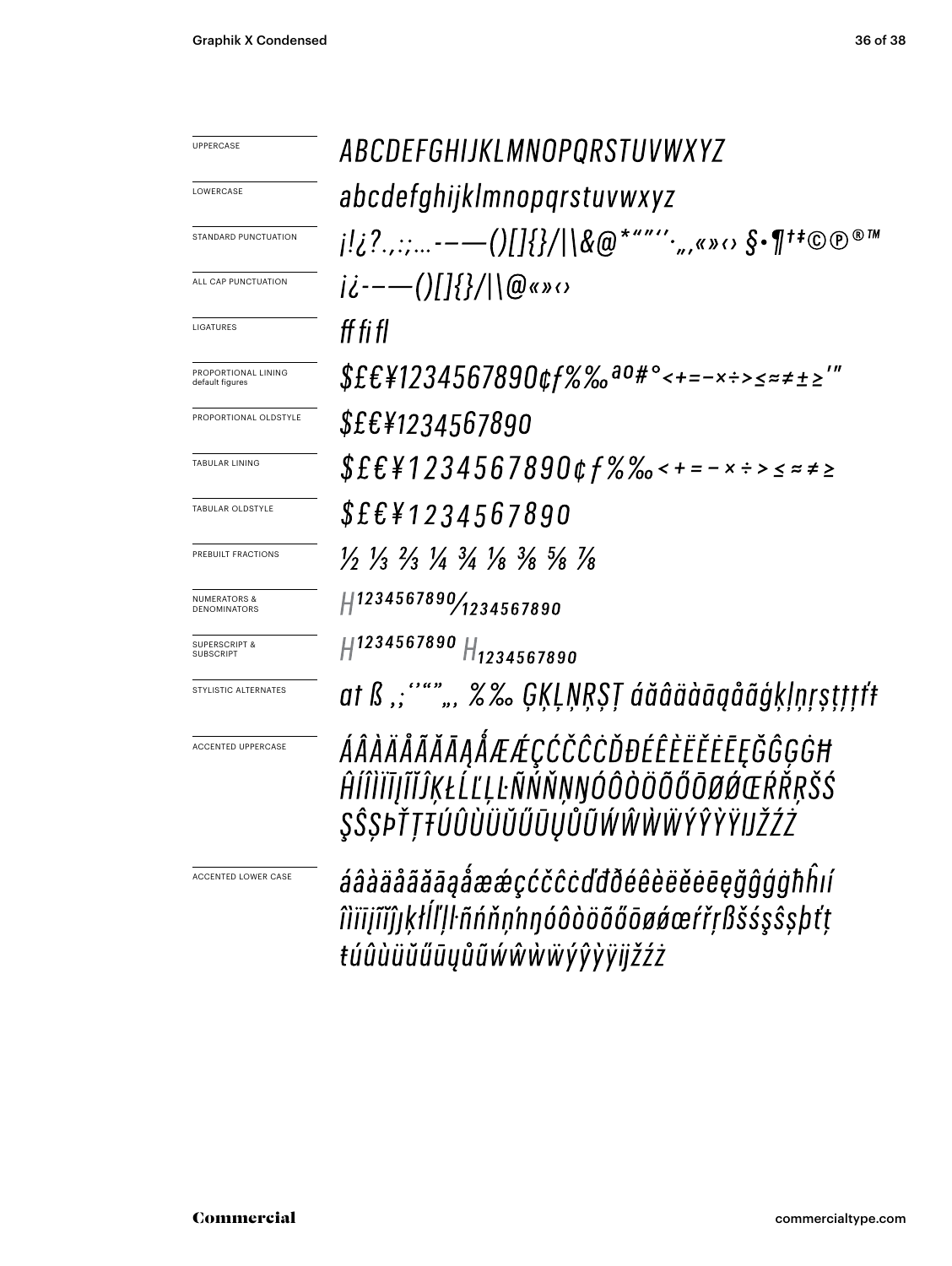| | |
|---|---|
| UPPERCASE | *ABCDEFGHIJKLMNOPQRSTUVWXYZ* |
| LOWERCASE | *abcdefghijklmnopqrstuvwxyz* |
| STANDARD PUNCTUATION | *¡!¿?.,:;…-–—()[]{}/\|\&@*"""''·„‚«»‹› §•¶†‡©℗®™* |
| ALL CAP PUNCTUATION | *¡¿-–—()[]{}/\|\@«»‹›* |
| LIGATURES | *ff fi fl* |
| PROPORTIONAL LINING default figures | *$£€¥1234567890¢ƒ%‰ªº#°<+=−×÷>≤≈≠±≥'"* |
| PROPORTIONAL OLDSTYLE | *$£€¥1234567890* |
| TABULAR LINING | *$£€¥1234567890¢ƒ%‰<+=−×÷>≤≈≠≥* |
| TABULAR OLDSTYLE | *$£€¥1234567890* |
| PREBUILT FRACTIONS | *½ ⅓ ⅔ ¼ ¾ ⅛ ⅜ ⅝ ⅞* |
| NUMERATORS & DENOMINATORS | *H1234567890/1234567890* |
| SUPERSCRIPT & SUBSCRIPT | *H1234567890 H1234567890* |
| STYLISTIC ALTERNATES | *at ß ,;''""„‚ %‰ ĢĶĻŅŖȘȚ áăâäàāąåãģķļņŗșțţŧťŧ* |
| ACCENTED UPPERCASE | *ÁÂÀÄÅÃĂĀĄǺÆǼÇĆČĈĊĎĐÉÊÈËĚĖĒĘĞĜĢĠĦĤÍÎÌÏĪĮĨĬĴĶŁĹĽĻĿÑŃŇŅŊÓÔÒÖÕŐŌØǾŒŔŘŖŠŚŞŜȘÞŤŢŦÚÛÙÜŬŰŪŲŮŨẂŴẀẄÝŶỲŸĲŽŹŻ* |
| ACCENTED LOWER CASE | *áâàäåãăāąǻæǽçćčĉċďđðéêèëěėēęğĝģġħĥıíîìïīįĩĭĵķłĺľļŀñńňņŉŋóôòöõőōøǿœŕřŗßšśşŝșþťţŧúûùüŭűūųůũẃŵẁẅýŷỳÿĳžźż* |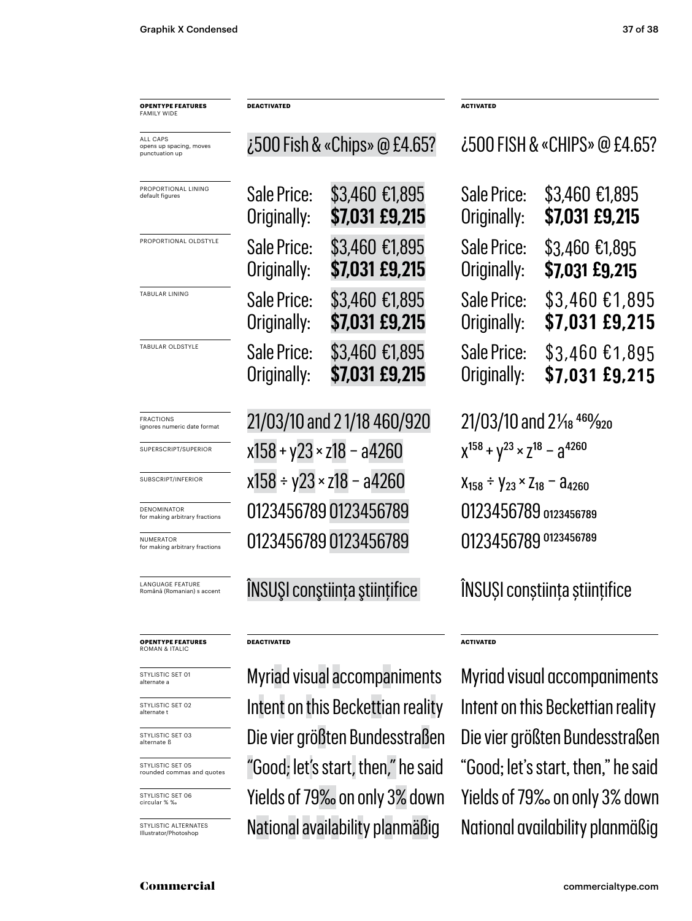| **OPENTYPE FEATURES** FAMILY WIDE | **DEACTIVATED** | **ACTIVATED** |
|---|---|---|
| ALL CAPS opens up spacing, moves punctuation up | ¿500 Fish & «Chips» @ £4.65? | ¿500 FISH & «CHIPS» @ £4.65? |
| PROPORTIONAL LINING default figures | Sale Price: $3,460 €1,895 Originally: **$7,031 £9,215** | Sale Price: $3,460 €1,895 Originally: **$7,031 £9,215** |
| PROPORTIONAL OLDSTYLE | Sale Price: $3,460 €1,895 Originally: **$7,031 £9,215** | Sale Price: $3,460 €1,895 Originally: **$7,031 £9,215** |
| TABULAR LINING | Sale Price: $3,460 €1,895 Originally: **$7,031 £9,215** | Sale Price: $3,460 €1,895 Originally: **$7,031 £9,215** |
| TABULAR OLDSTYLE | Sale Price: $3,460 €1,895 Originally: **$7,031 £9,215** | Sale Price: $3,460 €1,895 Originally: **$7,031 £9,215** |
| FRACTIONS ignores numeric date format | 21/03/10 and 2 1/18 460/920 | 21/03/10 and 2⅟18 460⁄920 |
| SUPERSCRIPT/SUPERIOR | x158 + y23 × z18 − a4260 | $x^{158} + y^{23} \times z^{18} - a^{4260}$ |
| SUBSCRIPT/INFERIOR | x158 ÷ y23 × z18 − a4260 | $x_{158} \div y_{23} \times z_{18} - a_{4260}$ |
| DENOMINATOR for making arbitrary fractions | 0123456789 0123456789 | 0123456789 $_{0123456789}$ |
| NUMERATOR for making arbitrary fractions | 0123456789 0123456789 | 0123456789 $^{0123456789}$ |
| LANGUAGE FEATURE Română (Romanian) s accent | ÎNSUŞI conştiinţa ştiinţifice | ÎNSUȘI conștiința științifice |

| **OPENTYPE FEATURES** ROMAN & ITALIC | **DEACTIVATED** | **ACTIVATED** |
|---|---|---|
| STYLISTIC SET 01 alternate a | Myriad visual accompaniments | Myriad visual accompaniments |
| STYLISTIC SET 02 alternate t | Intent on this Beckettian reality | Intent on this Beckettian reality |
| STYLISTIC SET 03 alternate ß | Die vier größten Bundesstraßen | Die vier größten Bundesstraßen |
| STYLISTIC SET 05 rounded commas and quotes | "Good; let's start, then," he said | "Good; let's start, then," he said |
| STYLISTIC SET 06 circular % ‰ | Yields of 79‰ on only 3% down | Yields of 79‰ on only 3% down |
| STYLISTIC ALTERNATES Illustrator/Photoshop | National availability planmäßig | National availability planmäßig |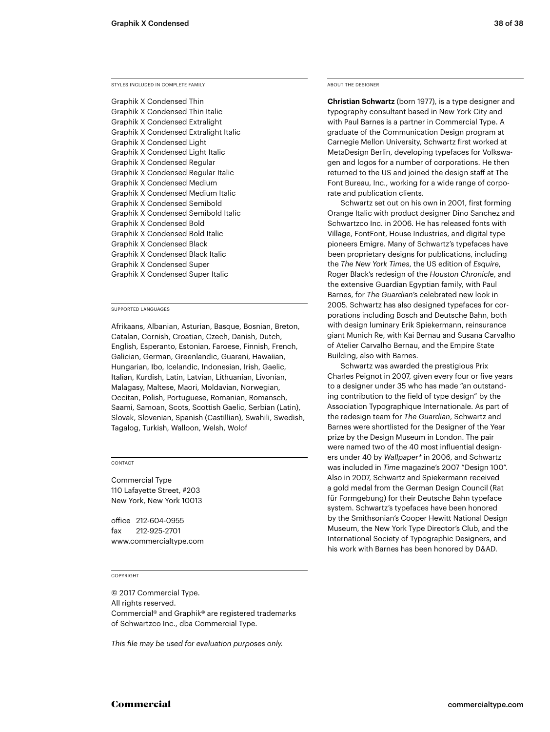## STYLES INCLUDED IN COMPLETE FAMILY

Graphik X Condensed Thin
Graphik X Condensed Thin Italic
Graphik X Condensed Extralight
Graphik X Condensed Extralight Italic
Graphik X Condensed Light
Graphik X Condensed Light Italic
Graphik X Condensed Regular
Graphik X Condensed Regular Italic
Graphik X Condensed Medium
Graphik X Condensed Medium Italic
Graphik X Condensed Semibold
Graphik X Condensed Semibold Italic
Graphik X Condensed Bold
Graphik X Condensed Bold Italic
Graphik X Condensed Black
Graphik X Condensed Black Italic
Graphik X Condensed Super
Graphik X Condensed Super Italic

## SUPPORTED LANGUAGES

Afrikaans, Albanian, Asturian, Basque, Bosnian, Breton, Catalan, Cornish, Croatian, Czech, Danish, Dutch, English, Esperanto, Estonian, Faroese, Finnish, French, Galician, German, Greenlandic, Guarani, Hawaiian, Hungarian, Ibo, Icelandic, Indonesian, Irish, Gaelic, Italian, Kurdish, Latin, Latvian, Lithuanian, Livonian, Malagasy, Maltese, Maori, Moldavian, Norwegian, Occitan, Polish, Portuguese, Romanian, Romansch, Saami, Samoan, Scots, Scottish Gaelic, Serbian (Latin), Slovak, Slovenian, Spanish (Castillian), Swahili, Swedish, Tagalog, Turkish, Walloon, Welsh, Wolof

## CONTACT

Commercial Type
110 Lafayette Street, #203
New York, New York 10013

office 212-604-0955
fax 212-925-2701
www.commercialtype.com

## COPYRIGHT

© 2017 Commercial Type.
All rights reserved.
Commercial® and Graphik® are registered trademarks of Schwartzco Inc., dba Commercial Type.

*This file may be used for evaluation purposes only.*

## ABOUT THE DESIGNER

**Christian Schwartz** (born 1977), is a type designer and typography consultant based in New York City and with Paul Barnes is a partner in Commercial Type. A graduate of the Communication Design program at Carnegie Mellon University, Schwartz first worked at MetaDesign Berlin, developing typefaces for Volkswagen and logos for a number of corporations. He then returned to the US and joined the design staff at The Font Bureau, Inc., working for a wide range of corporate and publication clients.

Schwartz set out on his own in 2001, first forming Orange Italic with product designer Dino Sanchez and Schwartzco Inc. in 2006. He has released fonts with Village, FontFont, House Industries, and digital type pioneers Emigre. Many of Schwartz's typefaces have been proprietary designs for publications, including the *The New York Times*, the US edition of *Esquire*, Roger Black's redesign of the *Houston Chronicle*, and the extensive Guardian Egyptian family, with Paul Barnes, for *The Guardian*'s celebrated new look in 2005. Schwartz has also designed typefaces for corporations including Bosch and Deutsche Bahn, both with design luminary Erik Spiekermann, reinsurance giant Munich Re, with Kai Bernau and Susana Carvalho of Atelier Carvalho Bernau, and the Empire State Building, also with Barnes.

Schwartz was awarded the prestigious Prix Charles Peignot in 2007, given every four or five years to a designer under 35 who has made "an outstanding contribution to the field of type design" by the Association Typographique Internationale. As part of the redesign team for *The Guardian*, Schwartz and Barnes were shortlisted for the Designer of the Year prize by the Design Museum in London. The pair were named two of the 40 most influential designers under 40 by *Wallpaper** in 2006, and Schwartz was included in *Time* magazine's 2007 "Design 100". Also in 2007, Schwartz and Spiekermann received a gold medal from the German Design Council (Rat für Formgebung) for their Deutsche Bahn typeface system. Schwartz's typefaces have been honored by the Smithsonian's Cooper Hewitt National Design Museum, the New York Type Director's Club, and the International Society of Typographic Designers, and his work with Barnes has been honored by D&AD.